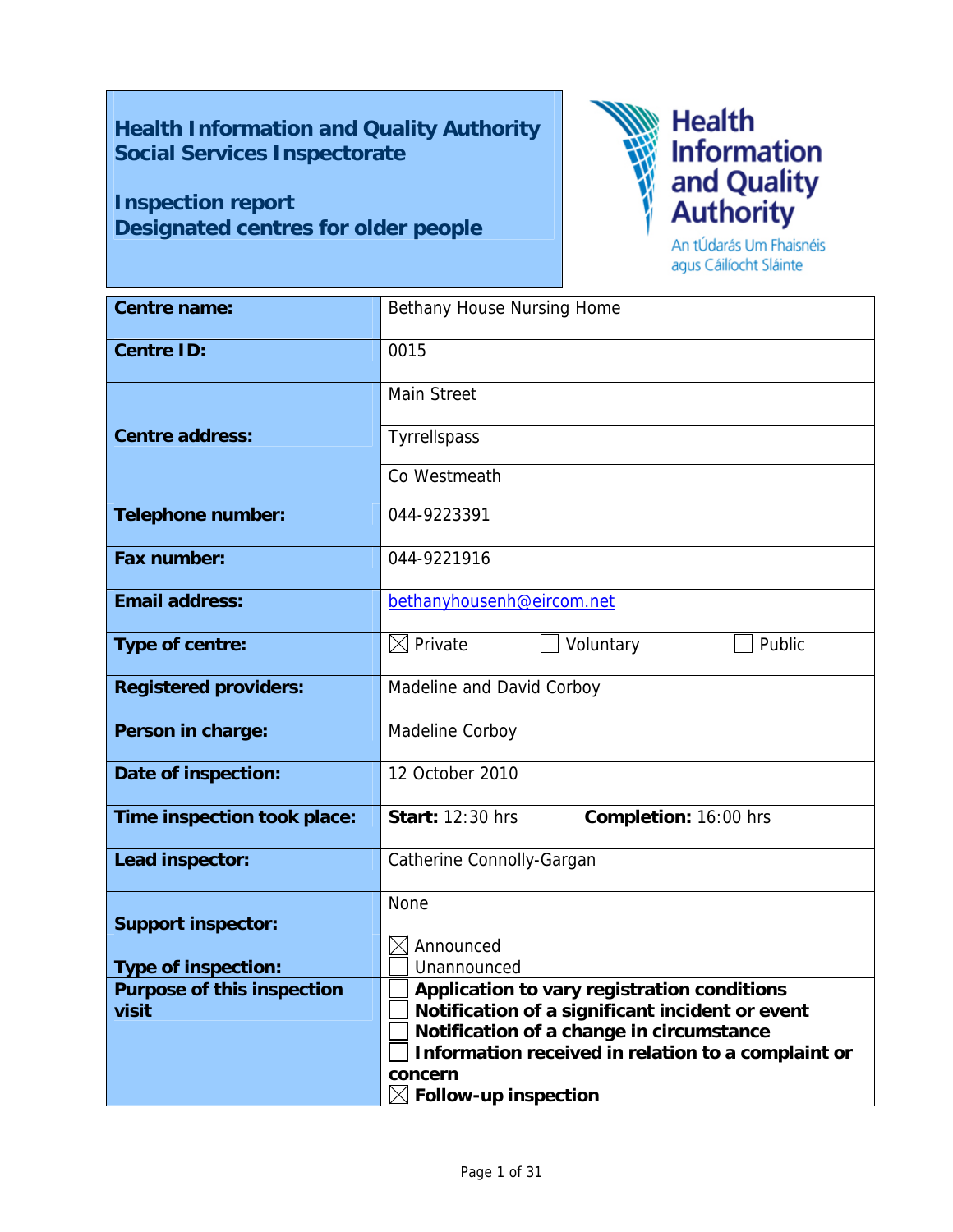# Health Information and Quality Authority
# Social Services Inspectorate

## Inspection report
## Designated centres for older people

Health Information and Quality Authority
An tÚdarás Um Fhaisnéis agus Cáilíocht Sláinte

| | |
|---|---|
| **Centre name:** | Bethany House Nursing Home |
| **Centre ID:** | 0015 |
| **Centre address:** | Main Street<br>Tyrrellspass<br>Co Westmeath |
| **Telephone number:** | 044-9223391 |
| **Fax number:** | 044-9221916 |
| **Email address:** | bethanyhousenh@eircom.net |
| **Type of centre:** | ☒ Private ☐ Voluntary ☐ Public |
| **Registered providers:** | Madeline and David Corboy |
| **Person in charge:** | Madeline Corboy |
| **Date of inspection:** | 12 October 2010 |
| **Time inspection took place:** | **Start:** 12:30 hrs **Completion:** 16:00 hrs |
| **Lead inspector:** | Catherine Connolly-Gargan |
| **Support inspector:** | None |
| **Type of inspection:** | ☒ Announced<br>☐ Unannounced |
| **Purpose of this inspection visit** | ☐ **Application to vary registration conditions**<br>☐ **Notification of a significant incident or event**<br>☐ **Notification of a change in circumstance**<br>☐ **Information received in relation to a complaint or concern**<br>☒ **Follow-up inspection** |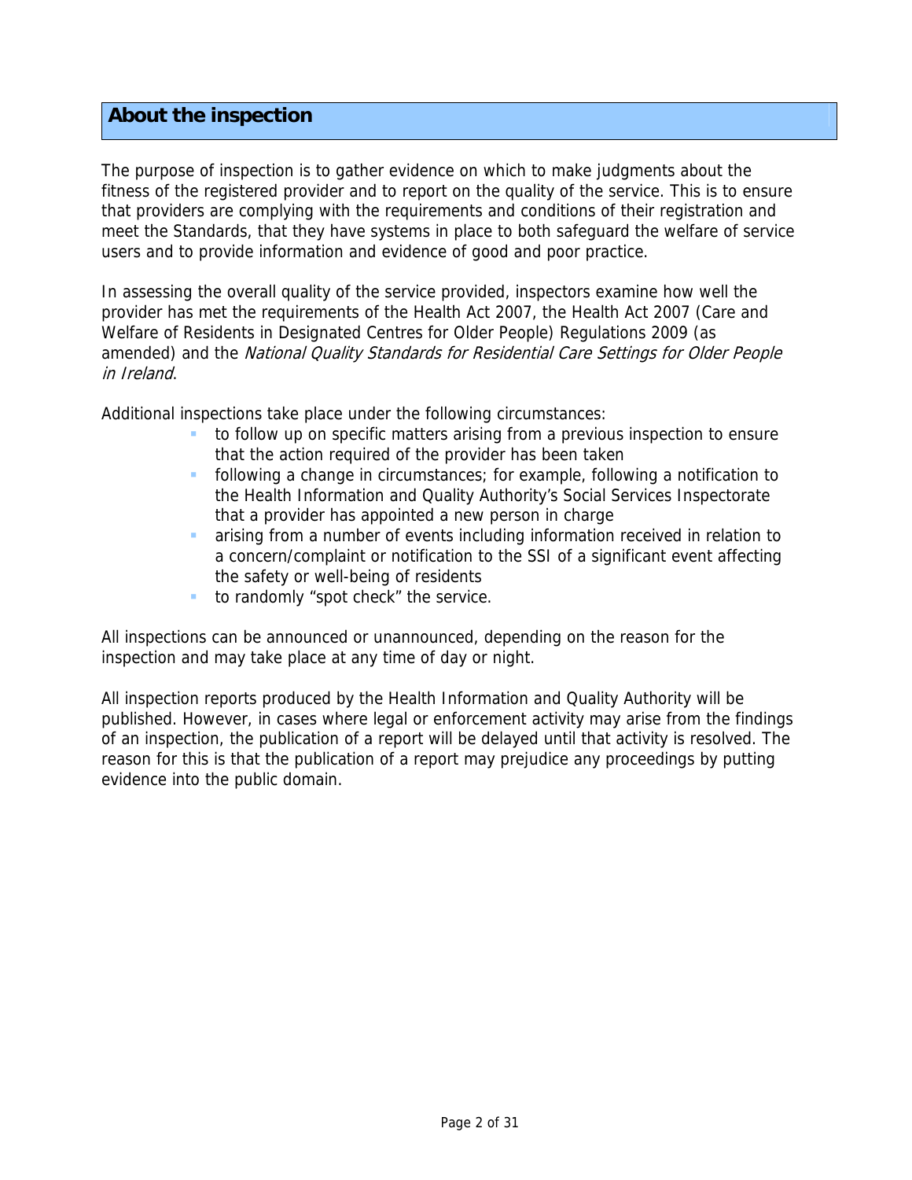## About the inspection

The purpose of inspection is to gather evidence on which to make judgments about the fitness of the registered provider and to report on the quality of the service. This is to ensure that providers are complying with the requirements and conditions of their registration and meet the Standards, that they have systems in place to both safeguard the welfare of service users and to provide information and evidence of good and poor practice.

In assessing the overall quality of the service provided, inspectors examine how well the provider has met the requirements of the Health Act 2007, the Health Act 2007 (Care and Welfare of Residents in Designated Centres for Older People) Regulations 2009 (as amended) and the *National Quality Standards for Residential Care Settings for Older People in Ireland*.

Additional inspections take place under the following circumstances:

- to follow up on specific matters arising from a previous inspection to ensure that the action required of the provider has been taken
- following a change in circumstances; for example, following a notification to the Health Information and Quality Authority's Social Services Inspectorate that a provider has appointed a new person in charge
- arising from a number of events including information received in relation to a concern/complaint or notification to the SSI of a significant event affecting the safety or well-being of residents
- to randomly "spot check" the service.

All inspections can be announced or unannounced, depending on the reason for the inspection and may take place at any time of day or night.

All inspection reports produced by the Health Information and Quality Authority will be published. However, in cases where legal or enforcement activity may arise from the findings of an inspection, the publication of a report will be delayed until that activity is resolved. The reason for this is that the publication of a report may prejudice any proceedings by putting evidence into the public domain.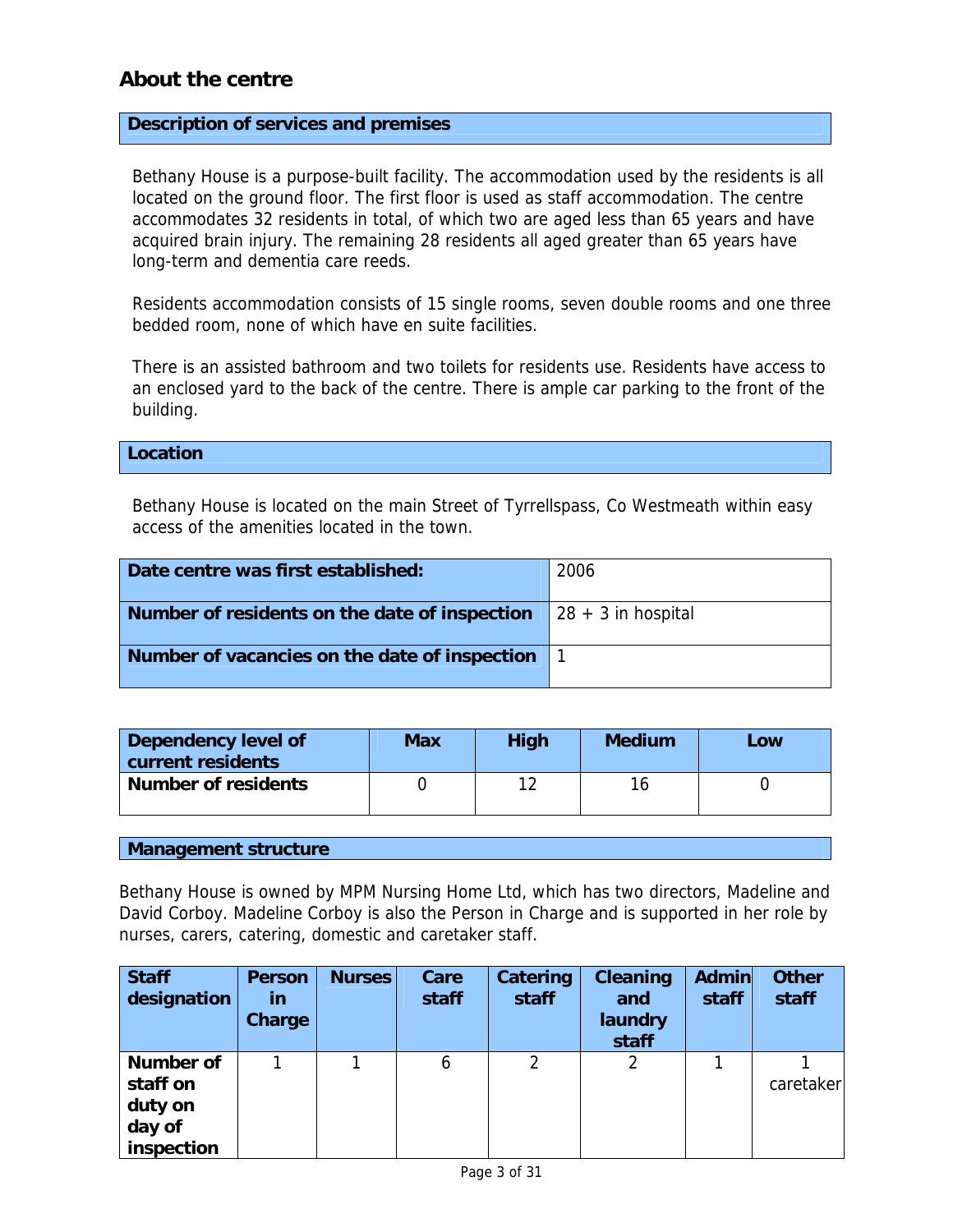## About the centre

### Description of services and premises

Bethany House is a purpose-built facility. The accommodation used by the residents is all located on the ground floor. The first floor is used as staff accommodation. The centre accommodates 32 residents in total, of which two are aged less than 65 years and have acquired brain injury. The remaining 28 residents all aged greater than 65 years have long-term and dementia care reeds.

Residents accommodation consists of 15 single rooms, seven double rooms and one three bedded room, none of which have en suite facilities.

There is an assisted bathroom and two toilets for residents use. Residents have access to an enclosed yard to the back of the centre. There is ample car parking to the front of the building.

### Location

Bethany House is located on the main Street of Tyrrellspass, Co Westmeath within easy access of the amenities located in the town.

| | |
|---|---|
| **Date centre was first established:** | 2006 |
| **Number of residents on the date of inspection** | 28 + 3 in hospital |
| **Number of vacancies on the date of inspection** | 1 |

| Dependency level of current residents | Max | High | Medium | Low |
|---|---|---|---|---|
| **Number of residents** | 0 | 12 | 16 | 0 |

### Management structure

Bethany House is owned by MPM Nursing Home Ltd, which has two directors, Madeline and David Corboy. Madeline Corboy is also the Person in Charge and is supported in her role by nurses, carers, catering, domestic and caretaker staff.

| Staff designation | Person in Charge | Nurses | Care staff | Catering staff | Cleaning and laundry staff | Admin staff | Other staff |
|---|---|---|---|---|---|---|---|
| **Number of staff on duty on day of inspection** | 1 | 1 | 6 | 2 | 2 | 1 | 1 caretaker |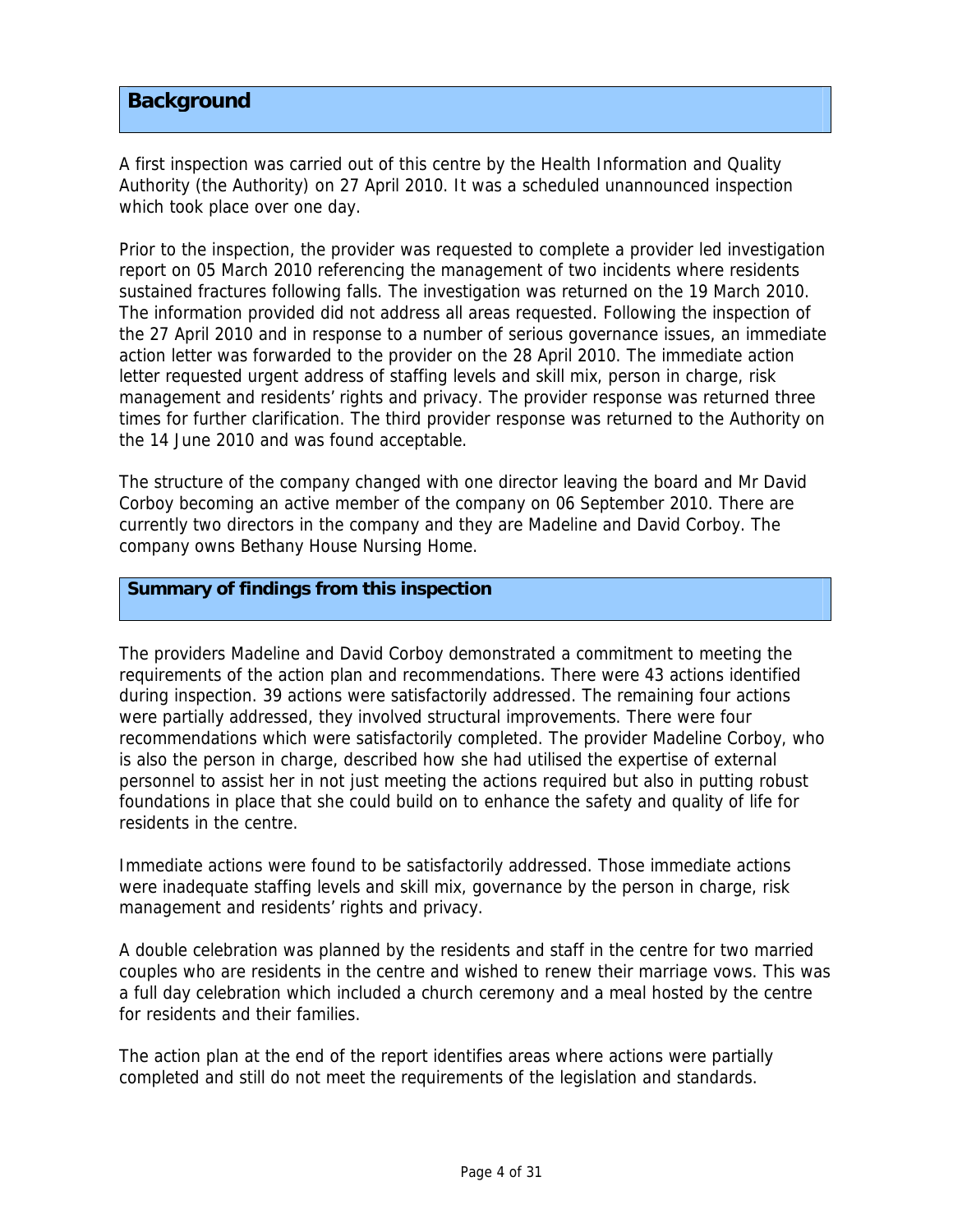## Background

A first inspection was carried out of this centre by the Health Information and Quality Authority (the Authority) on 27 April 2010. It was a scheduled unannounced inspection which took place over one day.

Prior to the inspection, the provider was requested to complete a provider led investigation report on 05 March 2010 referencing the management of two incidents where residents sustained fractures following falls. The investigation was returned on the 19 March 2010. The information provided did not address all areas requested. Following the inspection of the 27 April 2010 and in response to a number of serious governance issues, an immediate action letter was forwarded to the provider on the 28 April 2010. The immediate action letter requested urgent address of staffing levels and skill mix, person in charge, risk management and residents' rights and privacy. The provider response was returned three times for further clarification. The third provider response was returned to the Authority on the 14 June 2010 and was found acceptable.

The structure of the company changed with one director leaving the board and Mr David Corboy becoming an active member of the company on 06 September 2010. There are currently two directors in the company and they are Madeline and David Corboy. The company owns Bethany House Nursing Home.

## Summary of findings from this inspection

The providers Madeline and David Corboy demonstrated a commitment to meeting the requirements of the action plan and recommendations. There were 43 actions identified during inspection. 39 actions were satisfactorily addressed. The remaining four actions were partially addressed, they involved structural improvements. There were four recommendations which were satisfactorily completed. The provider Madeline Corboy, who is also the person in charge, described how she had utilised the expertise of external personnel to assist her in not just meeting the actions required but also in putting robust foundations in place that she could build on to enhance the safety and quality of life for residents in the centre.

Immediate actions were found to be satisfactorily addressed. Those immediate actions were inadequate staffing levels and skill mix, governance by the person in charge, risk management and residents' rights and privacy.

A double celebration was planned by the residents and staff in the centre for two married couples who are residents in the centre and wished to renew their marriage vows. This was a full day celebration which included a church ceremony and a meal hosted by the centre for residents and their families.

The action plan at the end of the report identifies areas where actions were partially completed and still do not meet the requirements of the legislation and standards.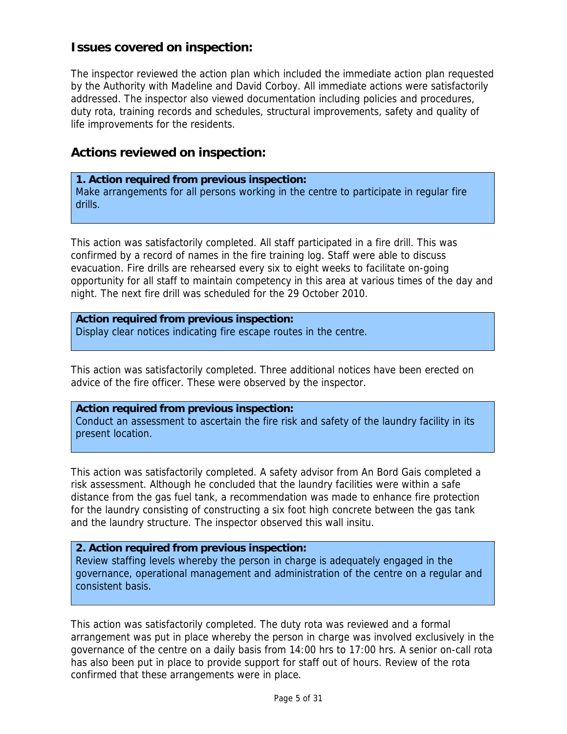## Issues covered on inspection:

The inspector reviewed the action plan which included the immediate action plan requested by the Authority with Madeline and David Corboy. All immediate actions were satisfactorily addressed. The inspector also viewed documentation including policies and procedures, duty rota, training records and schedules, structural improvements, safety and quality of life improvements for the residents.

## Actions reviewed on inspection:

**1. Action required from previous inspection:**
Make arrangements for all persons working in the centre to participate in regular fire drills.

This action was satisfactorily completed. All staff participated in a fire drill. This was confirmed by a record of names in the fire training log. Staff were able to discuss evacuation. Fire drills are rehearsed every six to eight weeks to facilitate on-going opportunity for all staff to maintain competency in this area at various times of the day and night. The next fire drill was scheduled for the 29 October 2010.

**Action required from previous inspection:**
Display clear notices indicating fire escape routes in the centre.

This action was satisfactorily completed. Three additional notices have been erected on advice of the fire officer. These were observed by the inspector.

**Action required from previous inspection:**
Conduct an assessment to ascertain the fire risk and safety of the laundry facility in its present location.

This action was satisfactorily completed. A safety advisor from An Bord Gais completed a risk assessment. Although he concluded that the laundry facilities were within a safe distance from the gas fuel tank, a recommendation was made to enhance fire protection for the laundry consisting of constructing a six foot high concrete between the gas tank and the laundry structure. The inspector observed this wall insitu.

**2. Action required from previous inspection:**
Review staffing levels whereby the person in charge is adequately engaged in the governance, operational management and administration of the centre on a regular and consistent basis.

This action was satisfactorily completed. The duty rota was reviewed and a formal arrangement was put in place whereby the person in charge was involved exclusively in the governance of the centre on a daily basis from 14:00 hrs to 17:00 hrs. A senior on-call rota has also been put in place to provide support for staff out of hours. Review of the rota confirmed that these arrangements were in place.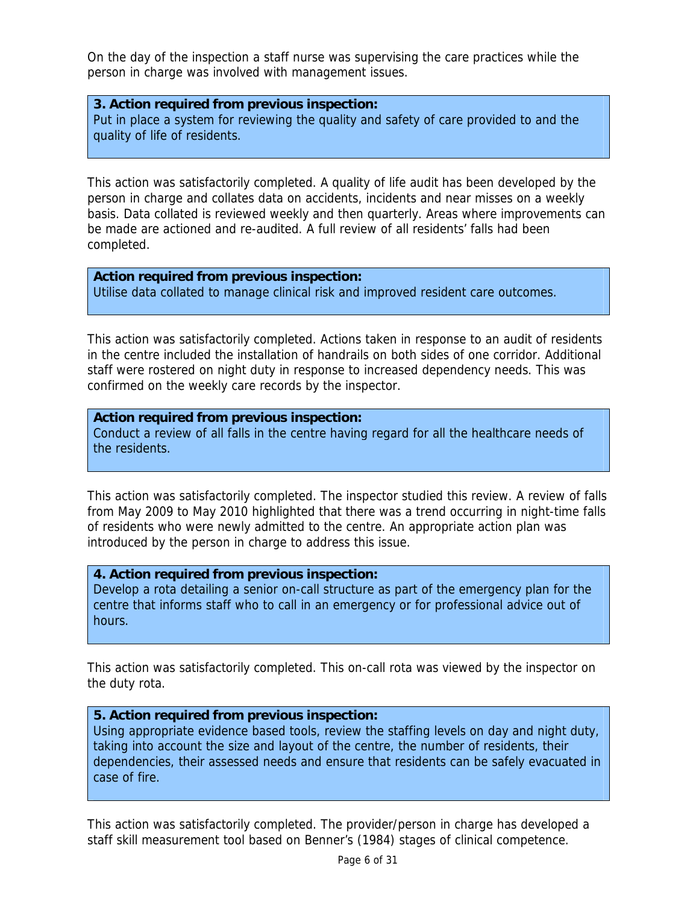On the day of the inspection a staff nurse was supervising the care practices while the person in charge was involved with management issues.

**3. Action required from previous inspection:**
Put in place a system for reviewing the quality and safety of care provided to and the quality of life of residents.

This action was satisfactorily completed. A quality of life audit has been developed by the person in charge and collates data on accidents, incidents and near misses on a weekly basis. Data collated is reviewed weekly and then quarterly. Areas where improvements can be made are actioned and re-audited. A full review of all residents' falls had been completed.

**Action required from previous inspection:**
Utilise data collated to manage clinical risk and improved resident care outcomes.

This action was satisfactorily completed. Actions taken in response to an audit of residents in the centre included the installation of handrails on both sides of one corridor. Additional staff were rostered on night duty in response to increased dependency needs. This was confirmed on the weekly care records by the inspector.

**Action required from previous inspection:**
Conduct a review of all falls in the centre having regard for all the healthcare needs of the residents.

This action was satisfactorily completed. The inspector studied this review. A review of falls from May 2009 to May 2010 highlighted that there was a trend occurring in night-time falls of residents who were newly admitted to the centre. An appropriate action plan was introduced by the person in charge to address this issue.

**4. Action required from previous inspection:**
Develop a rota detailing a senior on-call structure as part of the emergency plan for the centre that informs staff who to call in an emergency or for professional advice out of hours.

This action was satisfactorily completed. This on-call rota was viewed by the inspector on the duty rota.

**5. Action required from previous inspection:**
Using appropriate evidence based tools, review the staffing levels on day and night duty, taking into account the size and layout of the centre, the number of residents, their dependencies, their assessed needs and ensure that residents can be safely evacuated in case of fire.

This action was satisfactorily completed. The provider/person in charge has developed a staff skill measurement tool based on Benner's (1984) stages of clinical competence.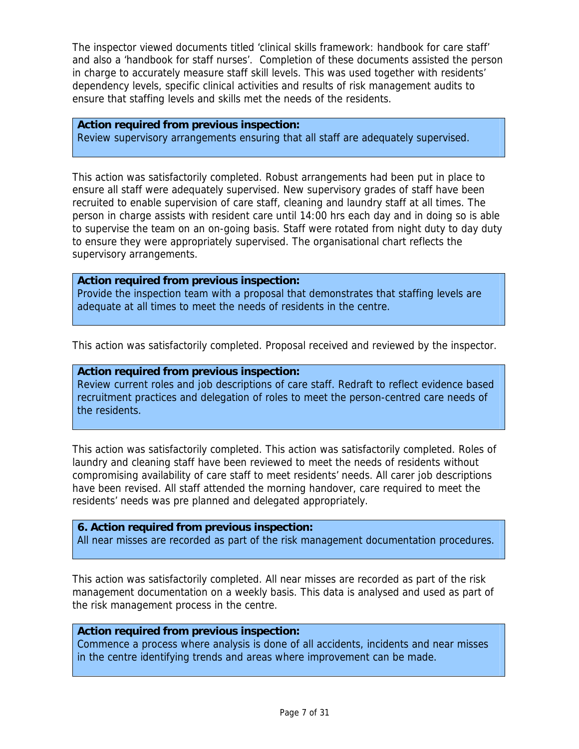The inspector viewed documents titled 'clinical skills framework: handbook for care staff' and also a 'handbook for staff nurses'. Completion of these documents assisted the person in charge to accurately measure staff skill levels. This was used together with residents' dependency levels, specific clinical activities and results of risk management audits to ensure that staffing levels and skills met the needs of the residents.

**Action required from previous inspection:**
Review supervisory arrangements ensuring that all staff are adequately supervised.

This action was satisfactorily completed. Robust arrangements had been put in place to ensure all staff were adequately supervised. New supervisory grades of staff have been recruited to enable supervision of care staff, cleaning and laundry staff at all times. The person in charge assists with resident care until 14:00 hrs each day and in doing so is able to supervise the team on an on-going basis. Staff were rotated from night duty to day duty to ensure they were appropriately supervised. The organisational chart reflects the supervisory arrangements.

**Action required from previous inspection:**
Provide the inspection team with a proposal that demonstrates that staffing levels are adequate at all times to meet the needs of residents in the centre.

This action was satisfactorily completed. Proposal received and reviewed by the inspector.

**Action required from previous inspection:**
Review current roles and job descriptions of care staff. Redraft to reflect evidence based recruitment practices and delegation of roles to meet the person-centred care needs of the residents.

This action was satisfactorily completed. This action was satisfactorily completed. Roles of laundry and cleaning staff have been reviewed to meet the needs of residents without compromising availability of care staff to meet residents' needs. All carer job descriptions have been revised. All staff attended the morning handover, care required to meet the residents' needs was pre planned and delegated appropriately.

**6. Action required from previous inspection:**
All near misses are recorded as part of the risk management documentation procedures.

This action was satisfactorily completed. All near misses are recorded as part of the risk management documentation on a weekly basis. This data is analysed and used as part of the risk management process in the centre.

**Action required from previous inspection:**
Commence a process where analysis is done of all accidents, incidents and near misses in the centre identifying trends and areas where improvement can be made.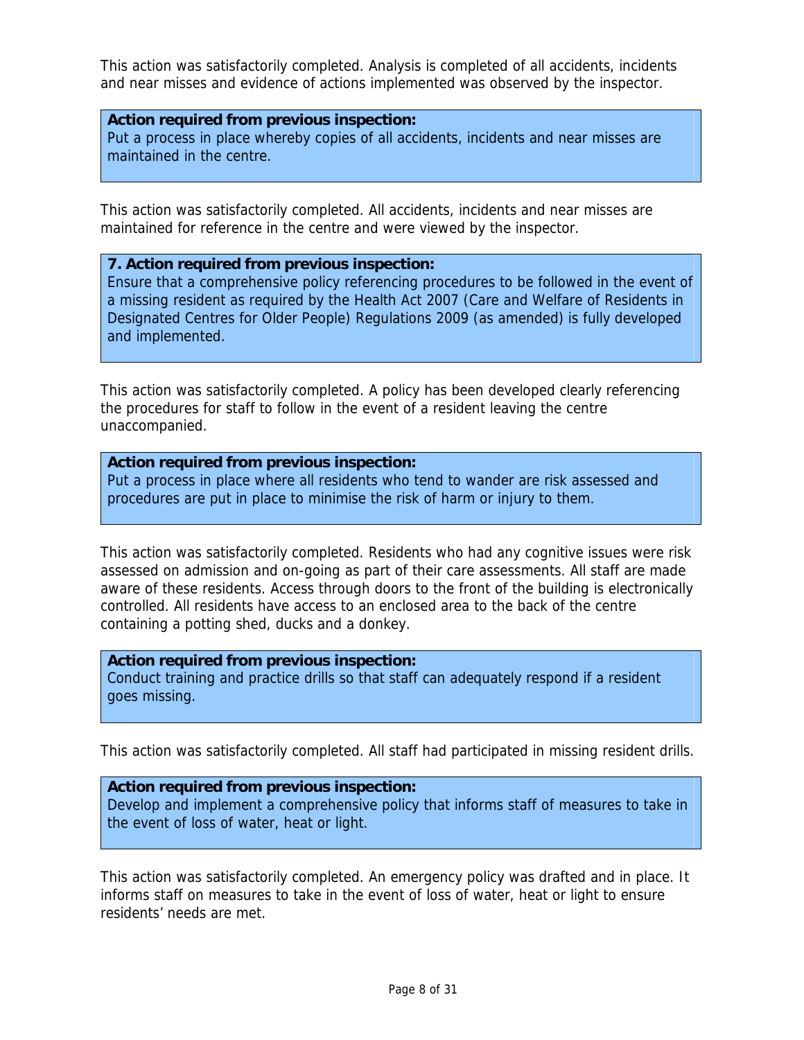This action was satisfactorily completed. Analysis is completed of all accidents, incidents and near misses and evidence of actions implemented was observed by the inspector.

**Action required from previous inspection:**
Put a process in place whereby copies of all accidents, incidents and near misses are maintained in the centre.

This action was satisfactorily completed. All accidents, incidents and near misses are maintained for reference in the centre and were viewed by the inspector.

**7. Action required from previous inspection:**
Ensure that a comprehensive policy referencing procedures to be followed in the event of a missing resident as required by the Health Act 2007 (Care and Welfare of Residents in Designated Centres for Older People) Regulations 2009 (as amended) is fully developed and implemented.

This action was satisfactorily completed. A policy has been developed clearly referencing the procedures for staff to follow in the event of a resident leaving the centre unaccompanied.

**Action required from previous inspection:**
Put a process in place where all residents who tend to wander are risk assessed and procedures are put in place to minimise the risk of harm or injury to them.

This action was satisfactorily completed. Residents who had any cognitive issues were risk assessed on admission and on-going as part of their care assessments. All staff are made aware of these residents. Access through doors to the front of the building is electronically controlled. All residents have access to an enclosed area to the back of the centre containing a potting shed, ducks and a donkey.

**Action required from previous inspection:**
Conduct training and practice drills so that staff can adequately respond if a resident goes missing.

This action was satisfactorily completed. All staff had participated in missing resident drills.

**Action required from previous inspection:**
Develop and implement a comprehensive policy that informs staff of measures to take in the event of loss of water, heat or light.

This action was satisfactorily completed. An emergency policy was drafted and in place. It informs staff on measures to take in the event of loss of water, heat or light to ensure residents' needs are met.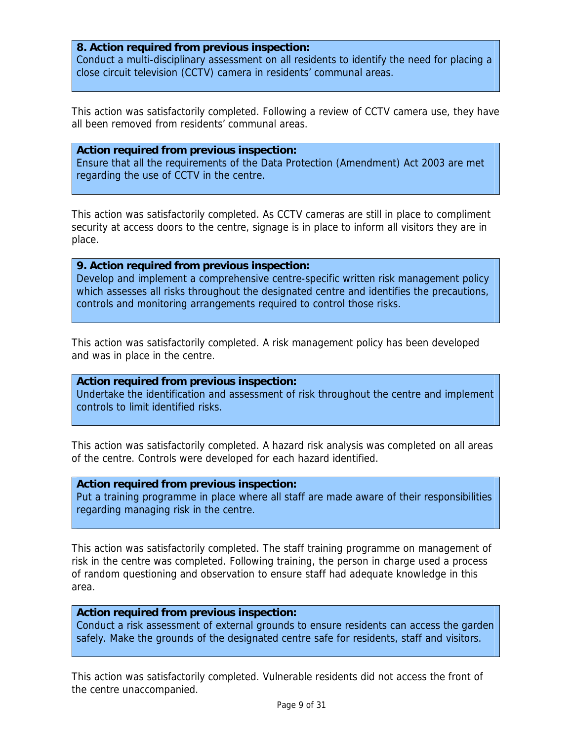**8. Action required from previous inspection:**
Conduct a multi-disciplinary assessment on all residents to identify the need for placing a close circuit television (CCTV) camera in residents' communal areas.

This action was satisfactorily completed. Following a review of CCTV camera use, they have all been removed from residents' communal areas.

**Action required from previous inspection:**
Ensure that all the requirements of the Data Protection (Amendment) Act 2003 are met regarding the use of CCTV in the centre.

This action was satisfactorily completed. As CCTV cameras are still in place to compliment security at access doors to the centre, signage is in place to inform all visitors they are in place.

**9. Action required from previous inspection:**
Develop and implement a comprehensive centre-specific written risk management policy which assesses all risks throughout the designated centre and identifies the precautions, controls and monitoring arrangements required to control those risks.

This action was satisfactorily completed. A risk management policy has been developed and was in place in the centre.

**Action required from previous inspection:**
Undertake the identification and assessment of risk throughout the centre and implement controls to limit identified risks.

This action was satisfactorily completed. A hazard risk analysis was completed on all areas of the centre. Controls were developed for each hazard identified.

**Action required from previous inspection:**
Put a training programme in place where all staff are made aware of their responsibilities regarding managing risk in the centre.

This action was satisfactorily completed. The staff training programme on management of risk in the centre was completed. Following training, the person in charge used a process of random questioning and observation to ensure staff had adequate knowledge in this area.

**Action required from previous inspection:**
Conduct a risk assessment of external grounds to ensure residents can access the garden safely. Make the grounds of the designated centre safe for residents, staff and visitors.

This action was satisfactorily completed. Vulnerable residents did not access the front of the centre unaccompanied.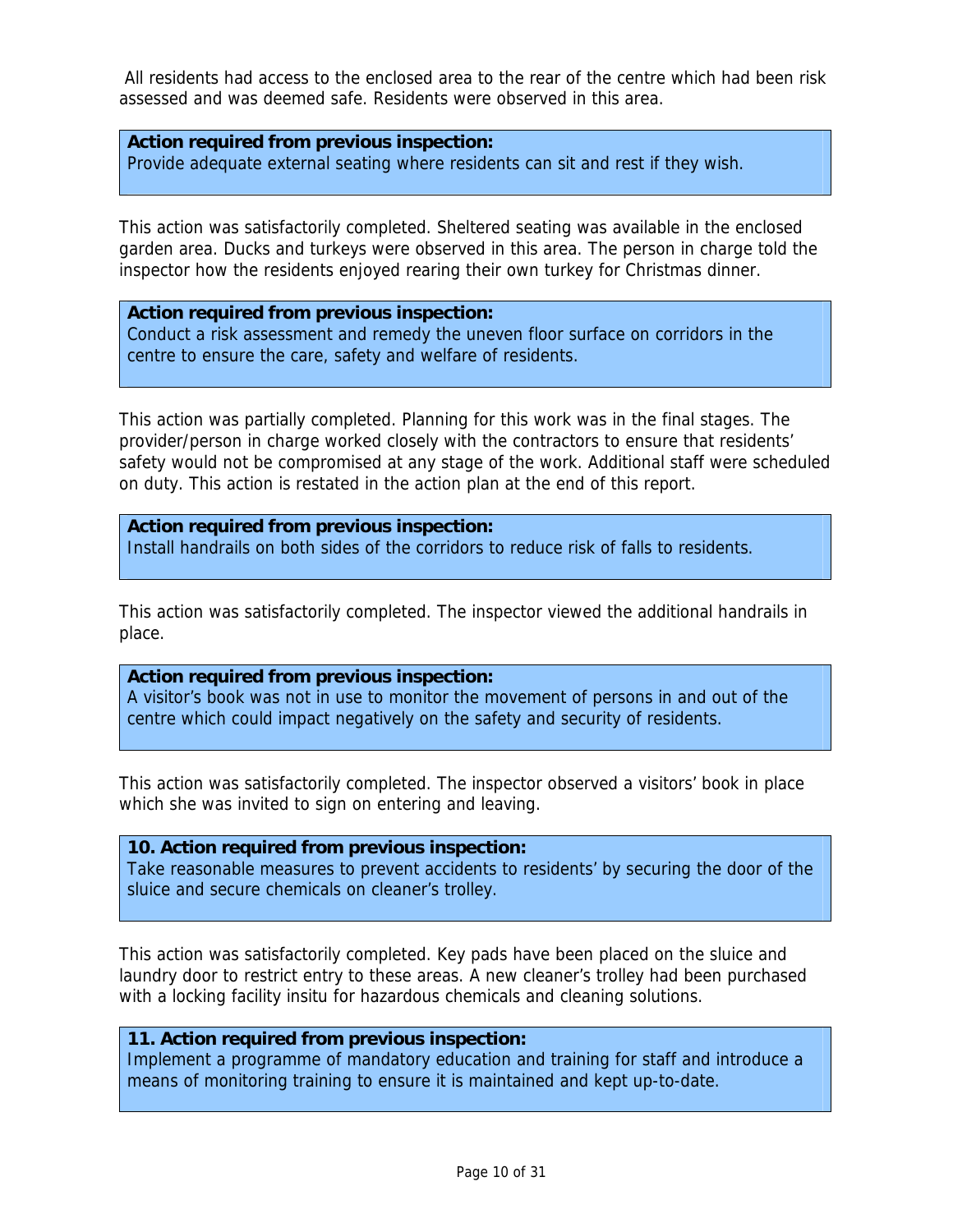All residents had access to the enclosed area to the rear of the centre which had been risk assessed and was deemed safe. Residents were observed in this area.

**Action required from previous inspection:**
Provide adequate external seating where residents can sit and rest if they wish.

This action was satisfactorily completed. Sheltered seating was available in the enclosed garden area. Ducks and turkeys were observed in this area. The person in charge told the inspector how the residents enjoyed rearing their own turkey for Christmas dinner.

**Action required from previous inspection:**
Conduct a risk assessment and remedy the uneven floor surface on corridors in the centre to ensure the care, safety and welfare of residents.

This action was partially completed. Planning for this work was in the final stages. The provider/person in charge worked closely with the contractors to ensure that residents' safety would not be compromised at any stage of the work. Additional staff were scheduled on duty. This action is restated in the action plan at the end of this report.

**Action required from previous inspection:**
Install handrails on both sides of the corridors to reduce risk of falls to residents.

This action was satisfactorily completed. The inspector viewed the additional handrails in place.

**Action required from previous inspection:**
A visitor's book was not in use to monitor the movement of persons in and out of the centre which could impact negatively on the safety and security of residents.

This action was satisfactorily completed. The inspector observed a visitors' book in place which she was invited to sign on entering and leaving.

**10. Action required from previous inspection:**
Take reasonable measures to prevent accidents to residents' by securing the door of the sluice and secure chemicals on cleaner's trolley.

This action was satisfactorily completed. Key pads have been placed on the sluice and laundry door to restrict entry to these areas. A new cleaner's trolley had been purchased with a locking facility insitu for hazardous chemicals and cleaning solutions.

**11. Action required from previous inspection:**
Implement a programme of mandatory education and training for staff and introduce a means of monitoring training to ensure it is maintained and kept up-to-date.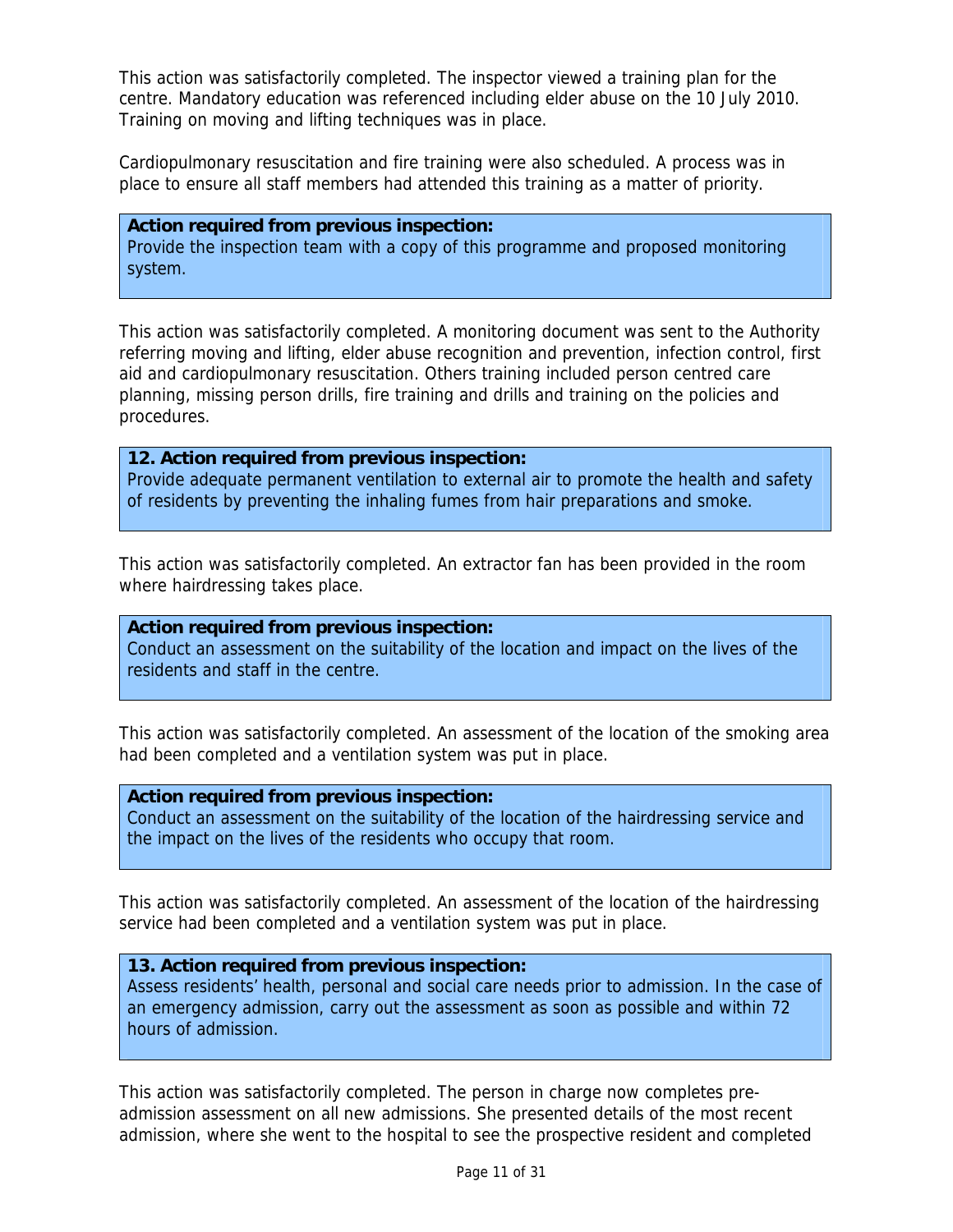This action was satisfactorily completed. The inspector viewed a training plan for the centre. Mandatory education was referenced including elder abuse on the 10 July 2010. Training on moving and lifting techniques was in place.

Cardiopulmonary resuscitation and fire training were also scheduled. A process was in place to ensure all staff members had attended this training as a matter of priority.

**Action required from previous inspection:**
Provide the inspection team with a copy of this programme and proposed monitoring system.

This action was satisfactorily completed. A monitoring document was sent to the Authority referring moving and lifting, elder abuse recognition and prevention, infection control, first aid and cardiopulmonary resuscitation. Others training included person centred care planning, missing person drills, fire training and drills and training on the policies and procedures.

**12. Action required from previous inspection:**
Provide adequate permanent ventilation to external air to promote the health and safety of residents by preventing the inhaling fumes from hair preparations and smoke.

This action was satisfactorily completed. An extractor fan has been provided in the room where hairdressing takes place.

**Action required from previous inspection:**
Conduct an assessment on the suitability of the location and impact on the lives of the residents and staff in the centre.

This action was satisfactorily completed. An assessment of the location of the smoking area had been completed and a ventilation system was put in place.

**Action required from previous inspection:**
Conduct an assessment on the suitability of the location of the hairdressing service and the impact on the lives of the residents who occupy that room.

This action was satisfactorily completed. An assessment of the location of the hairdressing service had been completed and a ventilation system was put in place.

**13. Action required from previous inspection:**
Assess residents' health, personal and social care needs prior to admission. In the case of an emergency admission, carry out the assessment as soon as possible and within 72 hours of admission.

This action was satisfactorily completed. The person in charge now completes pre-admission assessment on all new admissions. She presented details of the most recent admission, where she went to the hospital to see the prospective resident and completed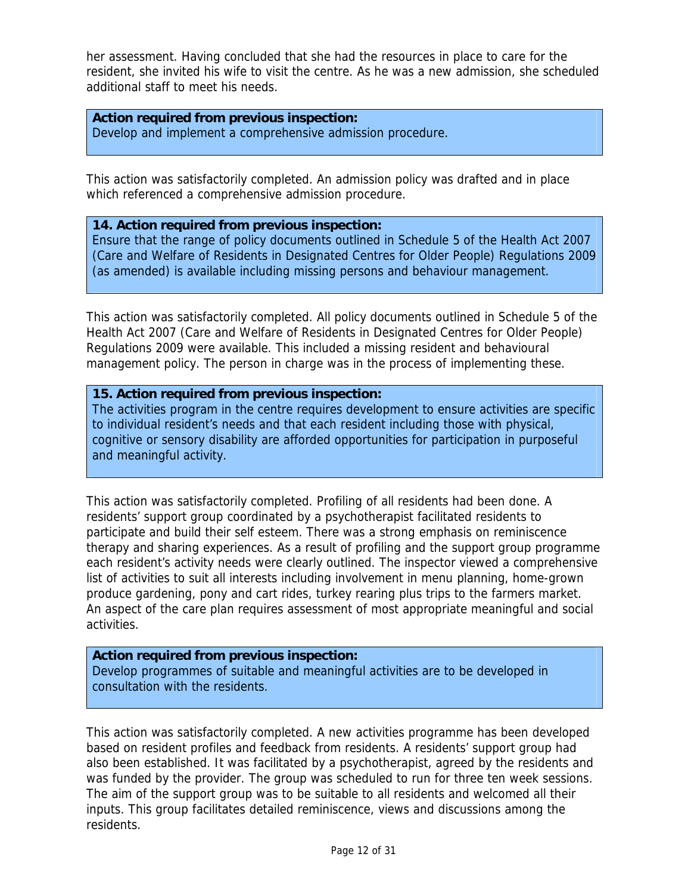her assessment. Having concluded that she had the resources in place to care for the resident, she invited his wife to visit the centre. As he was a new admission, she scheduled additional staff to meet his needs.

**Action required from previous inspection:**
Develop and implement a comprehensive admission procedure.

This action was satisfactorily completed. An admission policy was drafted and in place which referenced a comprehensive admission procedure.

**14. Action required from previous inspection:**
Ensure that the range of policy documents outlined in Schedule 5 of the Health Act 2007 (Care and Welfare of Residents in Designated Centres for Older People) Regulations 2009 (as amended) is available including missing persons and behaviour management.

This action was satisfactorily completed. All policy documents outlined in Schedule 5 of the Health Act 2007 (Care and Welfare of Residents in Designated Centres for Older People) Regulations 2009 were available. This included a missing resident and behavioural management policy. The person in charge was in the process of implementing these.

**15. Action required from previous inspection:**
The activities program in the centre requires development to ensure activities are specific to individual resident's needs and that each resident including those with physical, cognitive or sensory disability are afforded opportunities for participation in purposeful and meaningful activity.

This action was satisfactorily completed. Profiling of all residents had been done. A residents' support group coordinated by a psychotherapist facilitated residents to participate and build their self esteem. There was a strong emphasis on reminiscence therapy and sharing experiences. As a result of profiling and the support group programme each resident's activity needs were clearly outlined. The inspector viewed a comprehensive list of activities to suit all interests including involvement in menu planning, home-grown produce gardening, pony and cart rides, turkey rearing plus trips to the farmers market. An aspect of the care plan requires assessment of most appropriate meaningful and social activities.

**Action required from previous inspection:**
Develop programmes of suitable and meaningful activities are to be developed in consultation with the residents.

This action was satisfactorily completed. A new activities programme has been developed based on resident profiles and feedback from residents. A residents' support group had also been established. It was facilitated by a psychotherapist, agreed by the residents and was funded by the provider. The group was scheduled to run for three ten week sessions. The aim of the support group was to be suitable to all residents and welcomed all their inputs. This group facilitates detailed reminiscence, views and discussions among the residents.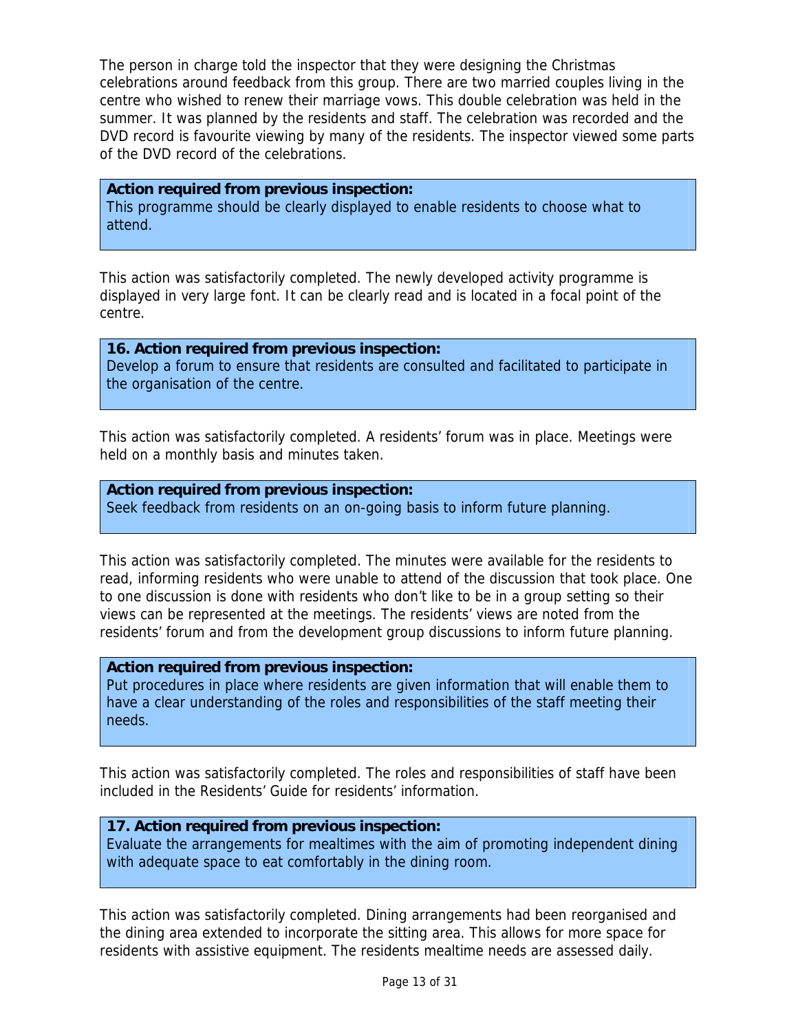The person in charge told the inspector that they were designing the Christmas celebrations around feedback from this group. There are two married couples living in the centre who wished to renew their marriage vows. This double celebration was held in the summer. It was planned by the residents and staff. The celebration was recorded and the DVD record is favourite viewing by many of the residents. The inspector viewed some parts of the DVD record of the celebrations.

**Action required from previous inspection:**
This programme should be clearly displayed to enable residents to choose what to attend.

This action was satisfactorily completed. The newly developed activity programme is displayed in very large font. It can be clearly read and is located in a focal point of the centre.

**16. Action required from previous inspection:**
Develop a forum to ensure that residents are consulted and facilitated to participate in the organisation of the centre.

This action was satisfactorily completed. A residents' forum was in place. Meetings were held on a monthly basis and minutes taken.

**Action required from previous inspection:**
Seek feedback from residents on an on-going basis to inform future planning.

This action was satisfactorily completed. The minutes were available for the residents to read, informing residents who were unable to attend of the discussion that took place. One to one discussion is done with residents who don't like to be in a group setting so their views can be represented at the meetings. The residents' views are noted from the residents' forum and from the development group discussions to inform future planning.

**Action required from previous inspection:**
Put procedures in place where residents are given information that will enable them to have a clear understanding of the roles and responsibilities of the staff meeting their needs.

This action was satisfactorily completed. The roles and responsibilities of staff have been included in the Residents' Guide for residents' information.

**17. Action required from previous inspection:**
Evaluate the arrangements for mealtimes with the aim of promoting independent dining with adequate space to eat comfortably in the dining room.

This action was satisfactorily completed. Dining arrangements had been reorganised and the dining area extended to incorporate the sitting area. This allows for more space for residents with assistive equipment. The residents mealtime needs are assessed daily.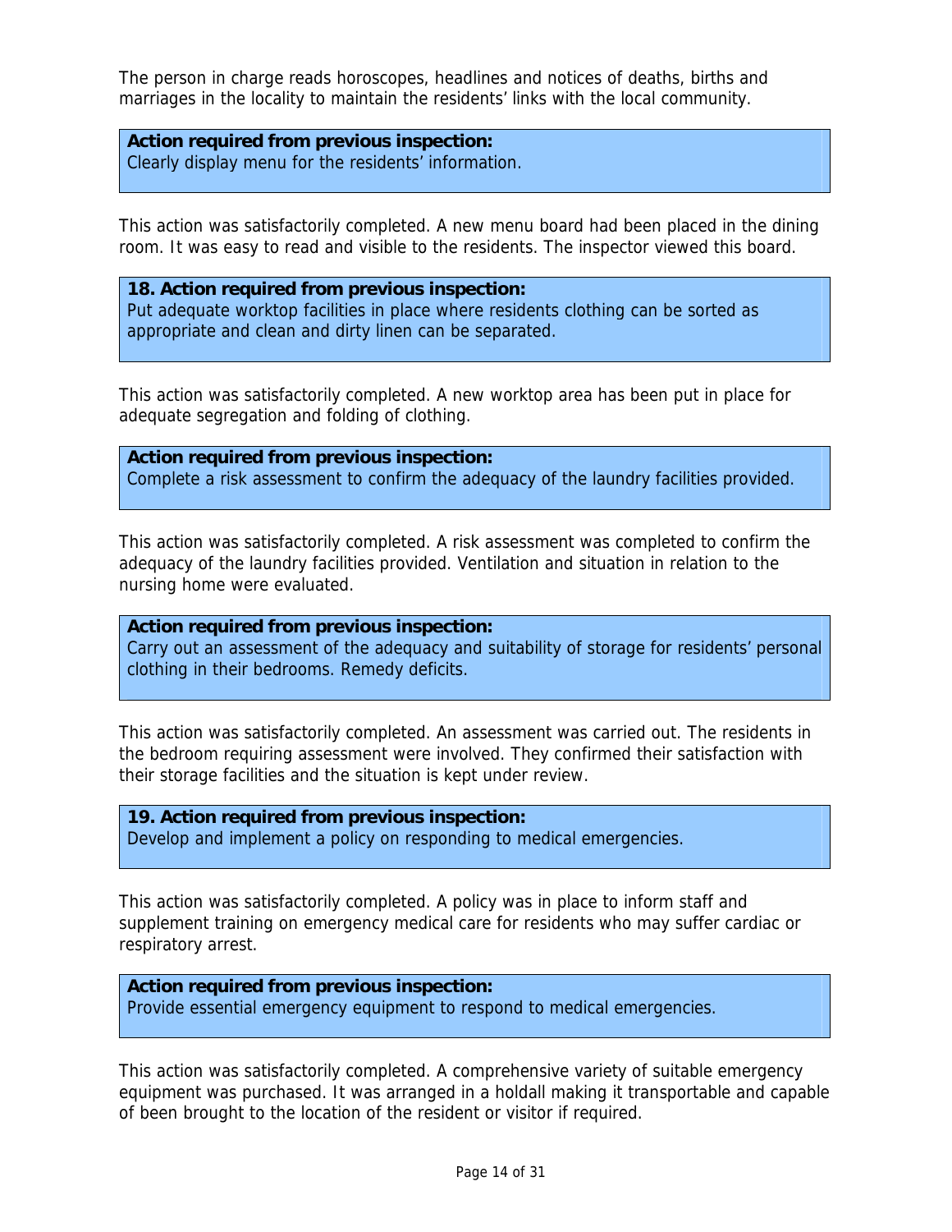The person in charge reads horoscopes, headlines and notices of deaths, births and marriages in the locality to maintain the residents' links with the local community.

**Action required from previous inspection:**
Clearly display menu for the residents' information.

This action was satisfactorily completed. A new menu board had been placed in the dining room. It was easy to read and visible to the residents. The inspector viewed this board.

**18. Action required from previous inspection:**
Put adequate worktop facilities in place where residents clothing can be sorted as appropriate and clean and dirty linen can be separated.

This action was satisfactorily completed. A new worktop area has been put in place for adequate segregation and folding of clothing.

**Action required from previous inspection:**
Complete a risk assessment to confirm the adequacy of the laundry facilities provided.

This action was satisfactorily completed. A risk assessment was completed to confirm the adequacy of the laundry facilities provided. Ventilation and situation in relation to the nursing home were evaluated.

**Action required from previous inspection:**
Carry out an assessment of the adequacy and suitability of storage for residents' personal clothing in their bedrooms. Remedy deficits.

This action was satisfactorily completed. An assessment was carried out. The residents in the bedroom requiring assessment were involved. They confirmed their satisfaction with their storage facilities and the situation is kept under review.

**19. Action required from previous inspection:**
Develop and implement a policy on responding to medical emergencies.

This action was satisfactorily completed. A policy was in place to inform staff and supplement training on emergency medical care for residents who may suffer cardiac or respiratory arrest.

**Action required from previous inspection:**
Provide essential emergency equipment to respond to medical emergencies.

This action was satisfactorily completed. A comprehensive variety of suitable emergency equipment was purchased. It was arranged in a holdall making it transportable and capable of been brought to the location of the resident or visitor if required.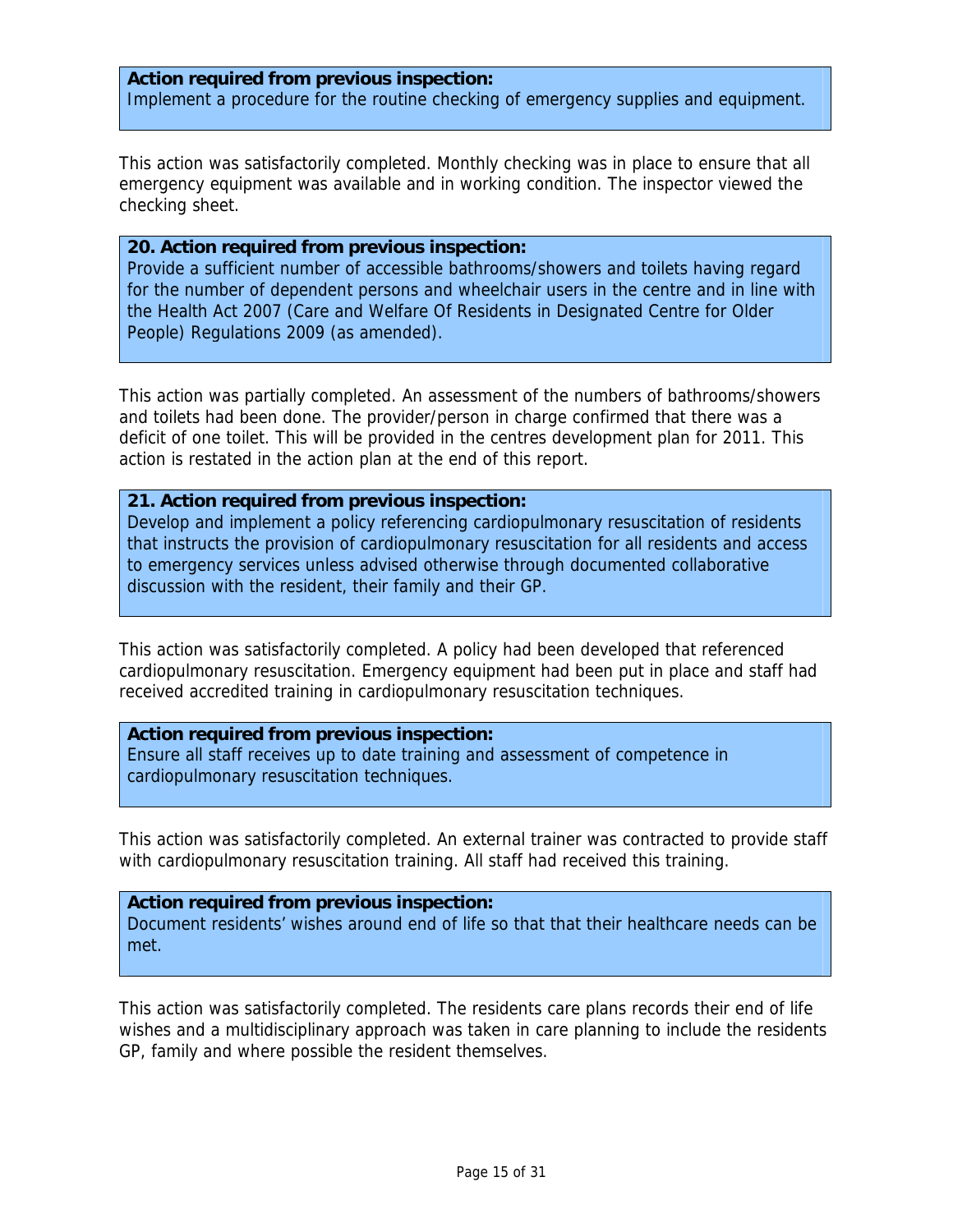**Action required from previous inspection:**
Implement a procedure for the routine checking of emergency supplies and equipment.

This action was satisfactorily completed. Monthly checking was in place to ensure that all emergency equipment was available and in working condition. The inspector viewed the checking sheet.

**20. Action required from previous inspection:**
Provide a sufficient number of accessible bathrooms/showers and toilets having regard for the number of dependent persons and wheelchair users in the centre and in line with the Health Act 2007 (Care and Welfare Of Residents in Designated Centre for Older People) Regulations 2009 (as amended).

This action was partially completed. An assessment of the numbers of bathrooms/showers and toilets had been done. The provider/person in charge confirmed that there was a deficit of one toilet. This will be provided in the centres development plan for 2011. This action is restated in the action plan at the end of this report.

**21. Action required from previous inspection:**
Develop and implement a policy referencing cardiopulmonary resuscitation of residents that instructs the provision of cardiopulmonary resuscitation for all residents and access to emergency services unless advised otherwise through documented collaborative discussion with the resident, their family and their GP.

This action was satisfactorily completed. A policy had been developed that referenced cardiopulmonary resuscitation. Emergency equipment had been put in place and staff had received accredited training in cardiopulmonary resuscitation techniques.

**Action required from previous inspection:**
Ensure all staff receives up to date training and assessment of competence in cardiopulmonary resuscitation techniques.

This action was satisfactorily completed. An external trainer was contracted to provide staff with cardiopulmonary resuscitation training. All staff had received this training.

**Action required from previous inspection:**
Document residents' wishes around end of life so that that their healthcare needs can be met.

This action was satisfactorily completed. The residents care plans records their end of life wishes and a multidisciplinary approach was taken in care planning to include the residents GP, family and where possible the resident themselves.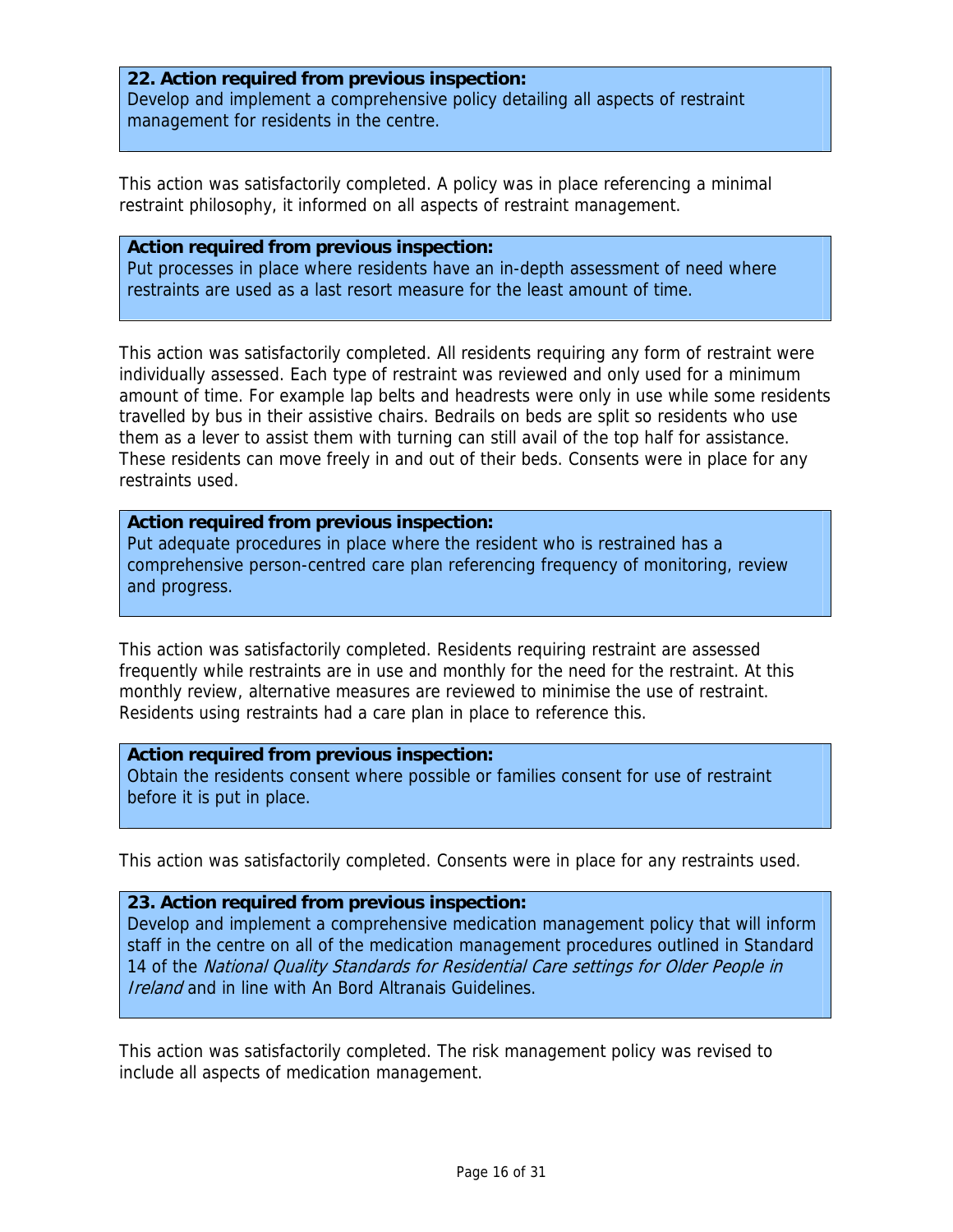**22. Action required from previous inspection:**
Develop and implement a comprehensive policy detailing all aspects of restraint management for residents in the centre.

This action was satisfactorily completed. A policy was in place referencing a minimal restraint philosophy, it informed on all aspects of restraint management.

**Action required from previous inspection:**
Put processes in place where residents have an in-depth assessment of need where restraints are used as a last resort measure for the least amount of time.

This action was satisfactorily completed. All residents requiring any form of restraint were individually assessed. Each type of restraint was reviewed and only used for a minimum amount of time. For example lap belts and headrests were only in use while some residents travelled by bus in their assistive chairs. Bedrails on beds are split so residents who use them as a lever to assist them with turning can still avail of the top half for assistance. These residents can move freely in and out of their beds. Consents were in place for any restraints used.

**Action required from previous inspection:**
Put adequate procedures in place where the resident who is restrained has a comprehensive person-centred care plan referencing frequency of monitoring, review and progress.

This action was satisfactorily completed. Residents requiring restraint are assessed frequently while restraints are in use and monthly for the need for the restraint. At this monthly review, alternative measures are reviewed to minimise the use of restraint. Residents using restraints had a care plan in place to reference this.

**Action required from previous inspection:**
Obtain the residents consent where possible or families consent for use of restraint before it is put in place.

This action was satisfactorily completed. Consents were in place for any restraints used.

**23. Action required from previous inspection:**
Develop and implement a comprehensive medication management policy that will inform staff in the centre on all of the medication management procedures outlined in Standard 14 of the *National Quality Standards for Residential Care settings for Older People in Ireland* and in line with An Bord Altranais Guidelines.

This action was satisfactorily completed. The risk management policy was revised to include all aspects of medication management.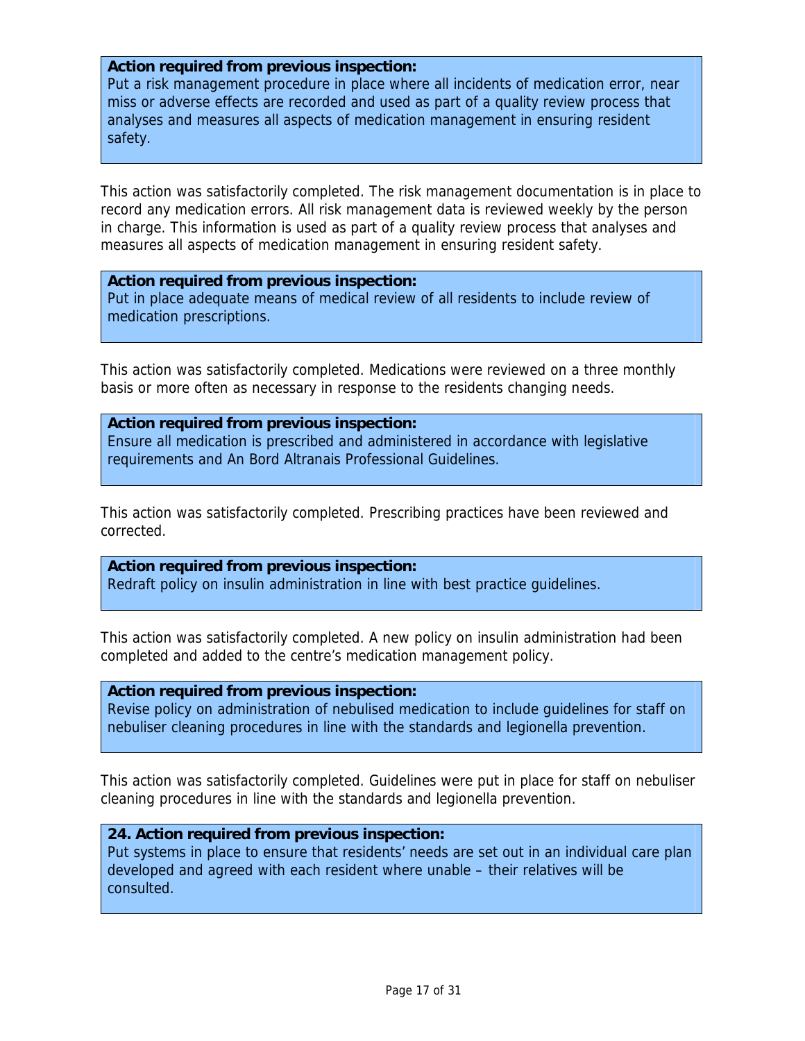**Action required from previous inspection:**
Put a risk management procedure in place where all incidents of medication error, near miss or adverse effects are recorded and used as part of a quality review process that analyses and measures all aspects of medication management in ensuring resident safety.

This action was satisfactorily completed. The risk management documentation is in place to record any medication errors. All risk management data is reviewed weekly by the person in charge. This information is used as part of a quality review process that analyses and measures all aspects of medication management in ensuring resident safety.

**Action required from previous inspection:**
Put in place adequate means of medical review of all residents to include review of medication prescriptions.

This action was satisfactorily completed. Medications were reviewed on a three monthly basis or more often as necessary in response to the residents changing needs.

**Action required from previous inspection:**
Ensure all medication is prescribed and administered in accordance with legislative requirements and An Bord Altranais Professional Guidelines.

This action was satisfactorily completed. Prescribing practices have been reviewed and corrected.

**Action required from previous inspection:**
Redraft policy on insulin administration in line with best practice guidelines.

This action was satisfactorily completed. A new policy on insulin administration had been completed and added to the centre's medication management policy.

**Action required from previous inspection:**
Revise policy on administration of nebulised medication to include guidelines for staff on nebuliser cleaning procedures in line with the standards and legionella prevention.

This action was satisfactorily completed. Guidelines were put in place for staff on nebuliser cleaning procedures in line with the standards and legionella prevention.

**24. Action required from previous inspection:**
Put systems in place to ensure that residents' needs are set out in an individual care plan developed and agreed with each resident where unable – their relatives will be consulted.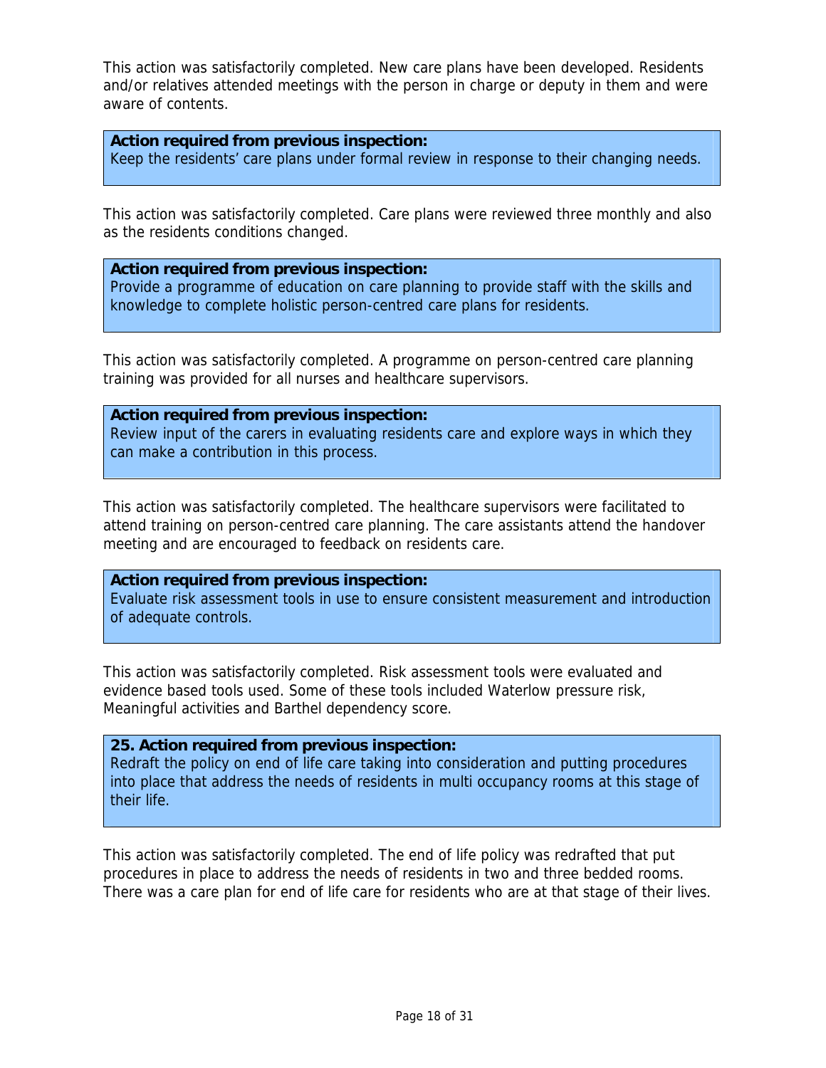This action was satisfactorily completed. New care plans have been developed. Residents and/or relatives attended meetings with the person in charge or deputy in them and were aware of contents.

**Action required from previous inspection:**
Keep the residents' care plans under formal review in response to their changing needs.

This action was satisfactorily completed. Care plans were reviewed three monthly and also as the residents conditions changed.

**Action required from previous inspection:**
Provide a programme of education on care planning to provide staff with the skills and knowledge to complete holistic person-centred care plans for residents.

This action was satisfactorily completed. A programme on person-centred care planning training was provided for all nurses and healthcare supervisors.

**Action required from previous inspection:**
Review input of the carers in evaluating residents care and explore ways in which they can make a contribution in this process.

This action was satisfactorily completed. The healthcare supervisors were facilitated to attend training on person-centred care planning. The care assistants attend the handover meeting and are encouraged to feedback on residents care.

**Action required from previous inspection:**
Evaluate risk assessment tools in use to ensure consistent measurement and introduction of adequate controls.

This action was satisfactorily completed. Risk assessment tools were evaluated and evidence based tools used. Some of these tools included Waterlow pressure risk, Meaningful activities and Barthel dependency score.

**25. Action required from previous inspection:**
Redraft the policy on end of life care taking into consideration and putting procedures into place that address the needs of residents in multi occupancy rooms at this stage of their life.

This action was satisfactorily completed. The end of life policy was redrafted that put procedures in place to address the needs of residents in two and three bedded rooms. There was a care plan for end of life care for residents who are at that stage of their lives.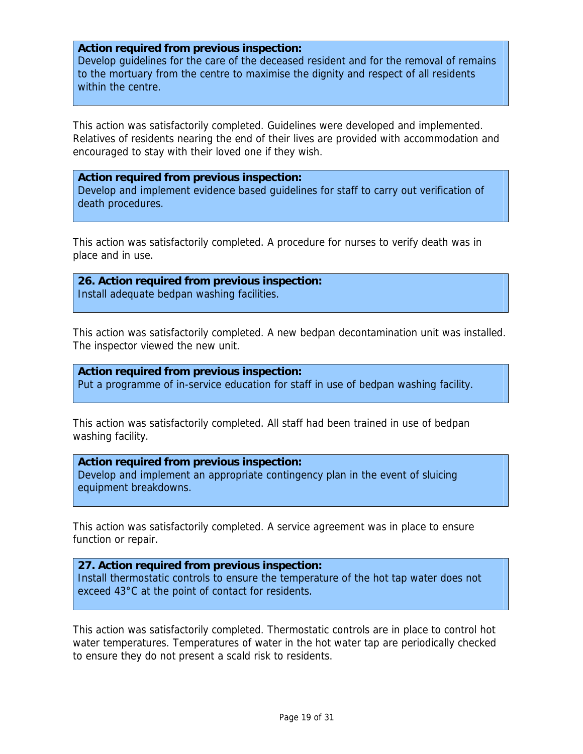**Action required from previous inspection:**
Develop guidelines for the care of the deceased resident and for the removal of remains to the mortuary from the centre to maximise the dignity and respect of all residents within the centre.

This action was satisfactorily completed. Guidelines were developed and implemented. Relatives of residents nearing the end of their lives are provided with accommodation and encouraged to stay with their loved one if they wish.

**Action required from previous inspection:**
Develop and implement evidence based guidelines for staff to carry out verification of death procedures.

This action was satisfactorily completed. A procedure for nurses to verify death was in place and in use.

**26. Action required from previous inspection:**
Install adequate bedpan washing facilities.

This action was satisfactorily completed. A new bedpan decontamination unit was installed. The inspector viewed the new unit.

**Action required from previous inspection:**
Put a programme of in-service education for staff in use of bedpan washing facility.

This action was satisfactorily completed. All staff had been trained in use of bedpan washing facility.

**Action required from previous inspection:**
Develop and implement an appropriate contingency plan in the event of sluicing equipment breakdowns.

This action was satisfactorily completed. A service agreement was in place to ensure function or repair.

**27. Action required from previous inspection:**
Install thermostatic controls to ensure the temperature of the hot tap water does not exceed 43°C at the point of contact for residents.

This action was satisfactorily completed. Thermostatic controls are in place to control hot water temperatures. Temperatures of water in the hot water tap are periodically checked to ensure they do not present a scald risk to residents.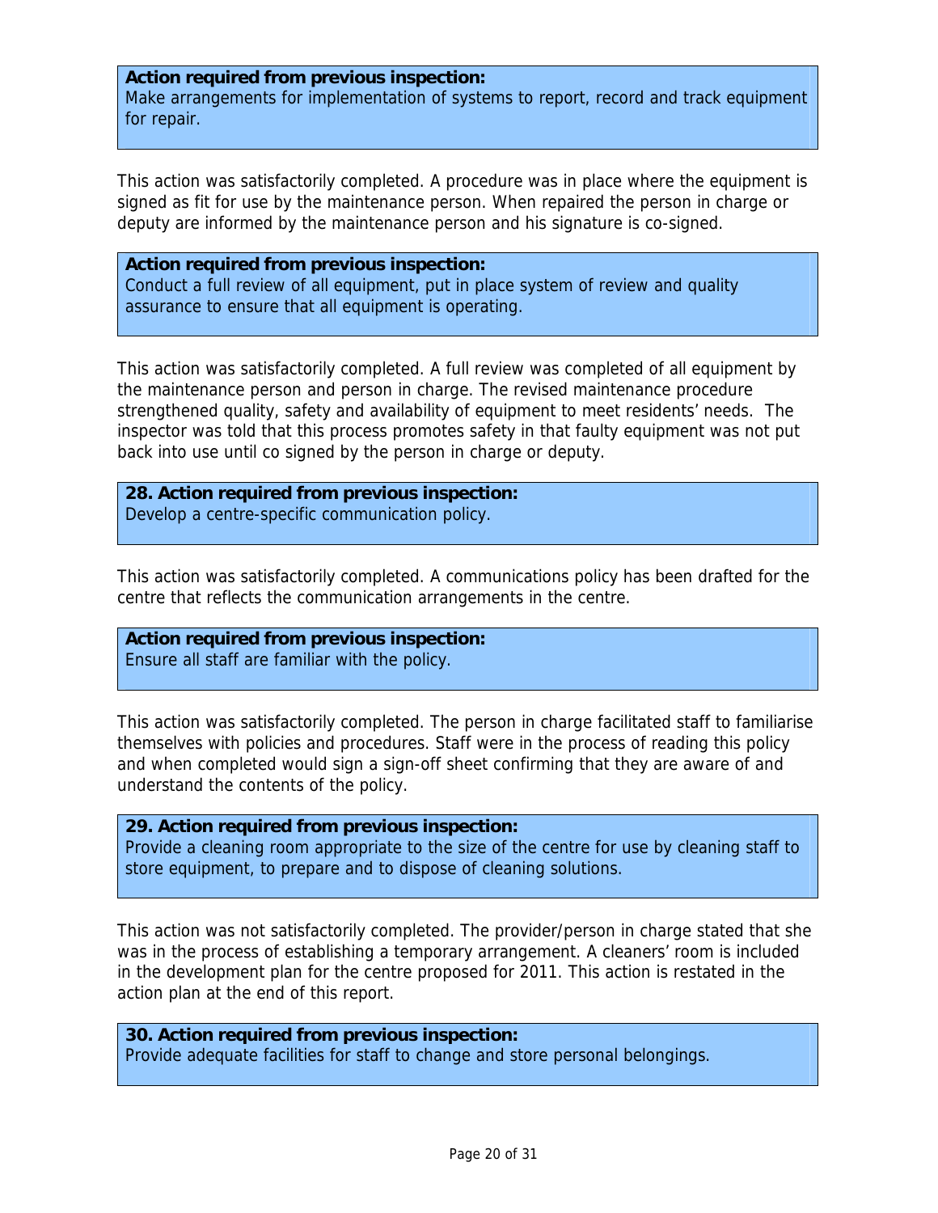**Action required from previous inspection:**
Make arrangements for implementation of systems to report, record and track equipment for repair.

This action was satisfactorily completed. A procedure was in place where the equipment is signed as fit for use by the maintenance person. When repaired the person in charge or deputy are informed by the maintenance person and his signature is co-signed.

**Action required from previous inspection:**
Conduct a full review of all equipment, put in place system of review and quality assurance to ensure that all equipment is operating.

This action was satisfactorily completed. A full review was completed of all equipment by the maintenance person and person in charge. The revised maintenance procedure strengthened quality, safety and availability of equipment to meet residents' needs. The inspector was told that this process promotes safety in that faulty equipment was not put back into use until co signed by the person in charge or deputy.

**28. Action required from previous inspection:**
Develop a centre-specific communication policy.

This action was satisfactorily completed. A communications policy has been drafted for the centre that reflects the communication arrangements in the centre.

**Action required from previous inspection:**
Ensure all staff are familiar with the policy.

This action was satisfactorily completed. The person in charge facilitated staff to familiarise themselves with policies and procedures. Staff were in the process of reading this policy and when completed would sign a sign-off sheet confirming that they are aware of and understand the contents of the policy.

**29. Action required from previous inspection:**
Provide a cleaning room appropriate to the size of the centre for use by cleaning staff to store equipment, to prepare and to dispose of cleaning solutions.

This action was not satisfactorily completed. The provider/person in charge stated that she was in the process of establishing a temporary arrangement. A cleaners' room is included in the development plan for the centre proposed for 2011. This action is restated in the action plan at the end of this report.

**30. Action required from previous inspection:**
Provide adequate facilities for staff to change and store personal belongings.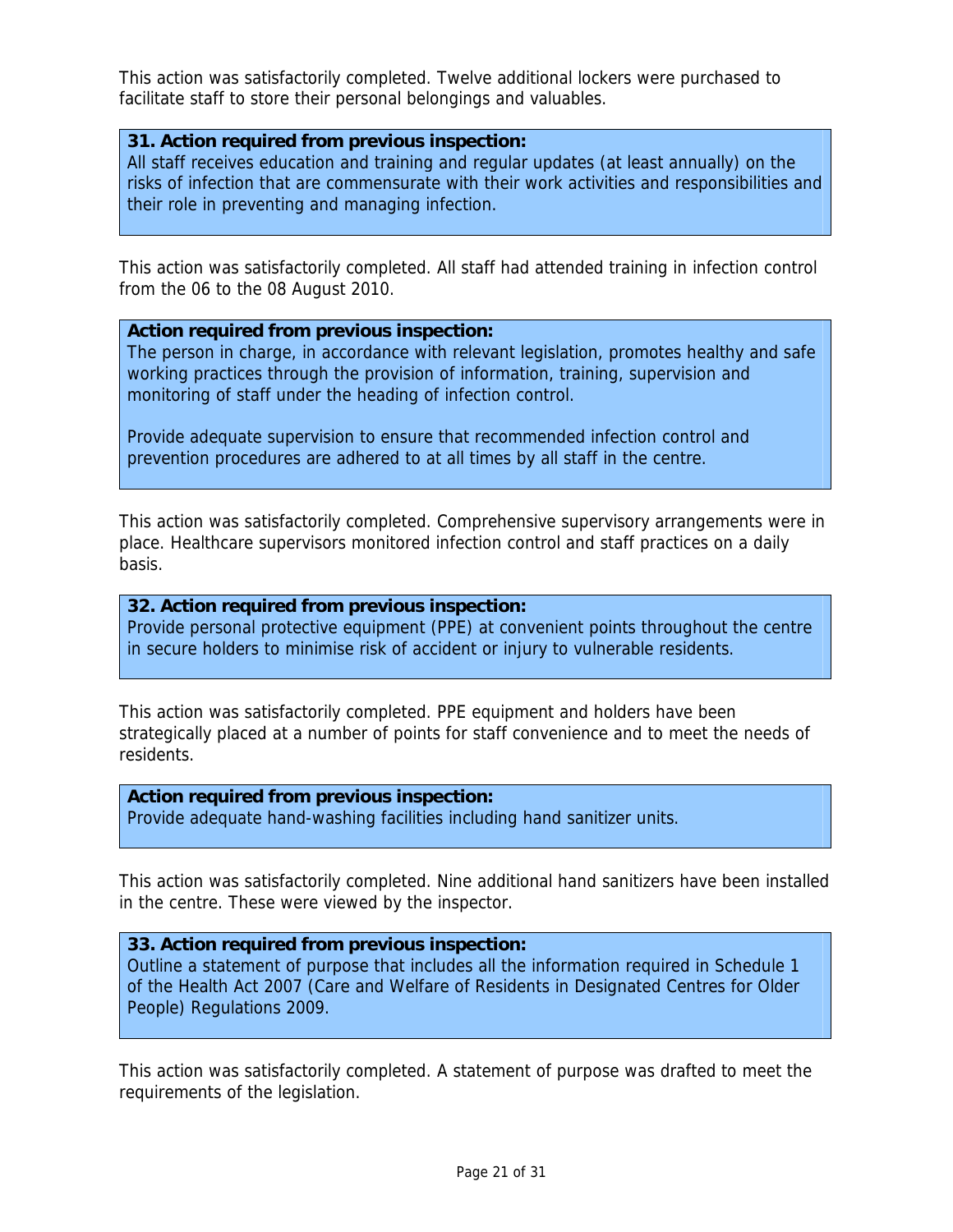This action was satisfactorily completed. Twelve additional lockers were purchased to facilitate staff to store their personal belongings and valuables.

**31. Action required from previous inspection:**
All staff receives education and training and regular updates (at least annually) on the risks of infection that are commensurate with their work activities and responsibilities and their role in preventing and managing infection.

This action was satisfactorily completed. All staff had attended training in infection control from the 06 to the 08 August 2010.

**Action required from previous inspection:**
The person in charge, in accordance with relevant legislation, promotes healthy and safe working practices through the provision of information, training, supervision and monitoring of staff under the heading of infection control.

Provide adequate supervision to ensure that recommended infection control and prevention procedures are adhered to at all times by all staff in the centre.

This action was satisfactorily completed. Comprehensive supervisory arrangements were in place. Healthcare supervisors monitored infection control and staff practices on a daily basis.

**32. Action required from previous inspection:**
Provide personal protective equipment (PPE) at convenient points throughout the centre in secure holders to minimise risk of accident or injury to vulnerable residents.

This action was satisfactorily completed. PPE equipment and holders have been strategically placed at a number of points for staff convenience and to meet the needs of residents.

**Action required from previous inspection:**
Provide adequate hand-washing facilities including hand sanitizer units.

This action was satisfactorily completed. Nine additional hand sanitizers have been installed in the centre. These were viewed by the inspector.

**33. Action required from previous inspection:**
Outline a statement of purpose that includes all the information required in Schedule 1 of the Health Act 2007 (Care and Welfare of Residents in Designated Centres for Older People) Regulations 2009.

This action was satisfactorily completed. A statement of purpose was drafted to meet the requirements of the legislation.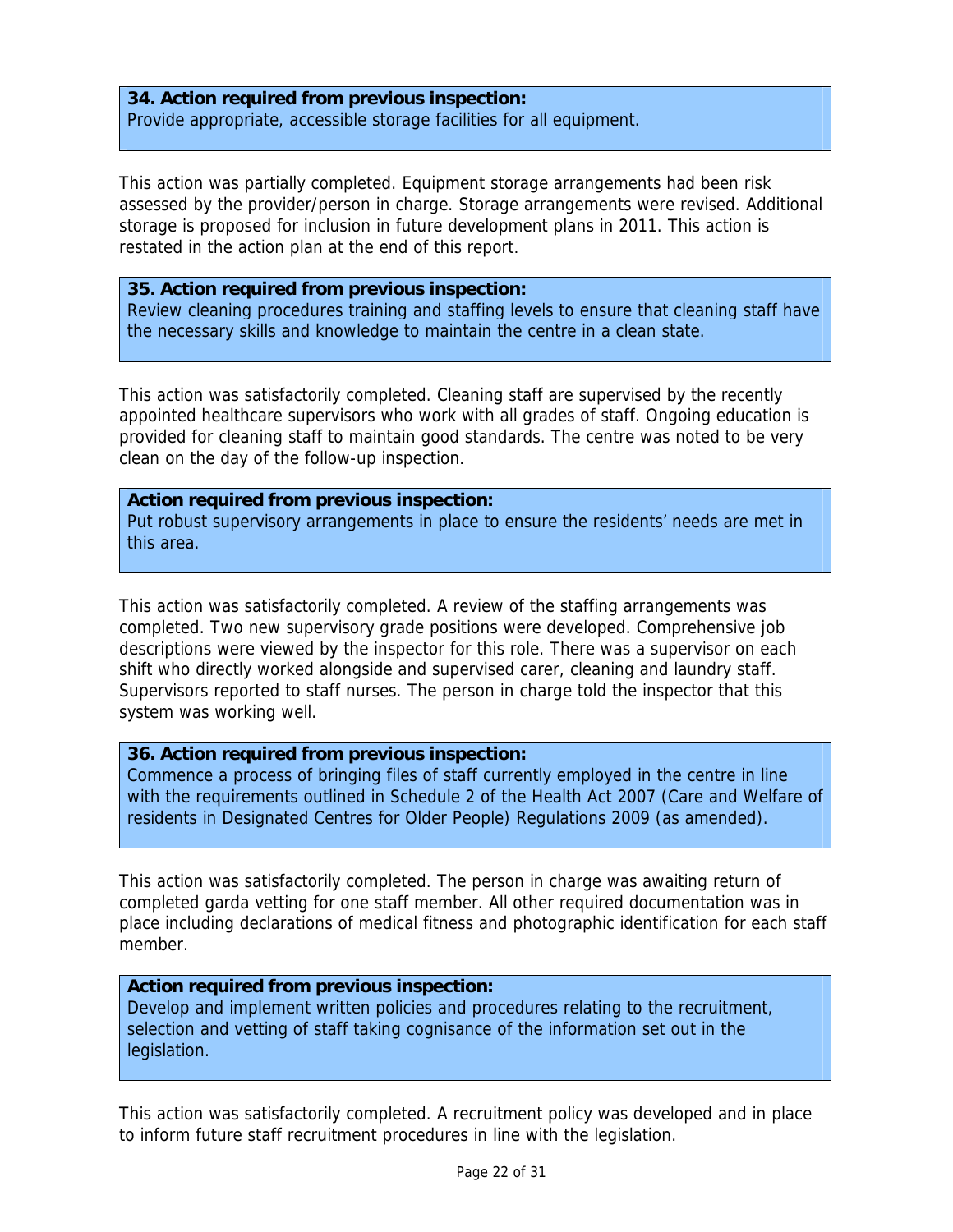**34. Action required from previous inspection:**
Provide appropriate, accessible storage facilities for all equipment.

This action was partially completed. Equipment storage arrangements had been risk assessed by the provider/person in charge. Storage arrangements were revised. Additional storage is proposed for inclusion in future development plans in 2011. This action is restated in the action plan at the end of this report.

**35. Action required from previous inspection:**
Review cleaning procedures training and staffing levels to ensure that cleaning staff have the necessary skills and knowledge to maintain the centre in a clean state.

This action was satisfactorily completed. Cleaning staff are supervised by the recently appointed healthcare supervisors who work with all grades of staff. Ongoing education is provided for cleaning staff to maintain good standards. The centre was noted to be very clean on the day of the follow-up inspection.

**Action required from previous inspection:**
Put robust supervisory arrangements in place to ensure the residents' needs are met in this area.

This action was satisfactorily completed. A review of the staffing arrangements was completed. Two new supervisory grade positions were developed. Comprehensive job descriptions were viewed by the inspector for this role. There was a supervisor on each shift who directly worked alongside and supervised carer, cleaning and laundry staff. Supervisors reported to staff nurses. The person in charge told the inspector that this system was working well.

**36. Action required from previous inspection:**
Commence a process of bringing files of staff currently employed in the centre in line with the requirements outlined in Schedule 2 of the Health Act 2007 (Care and Welfare of residents in Designated Centres for Older People) Regulations 2009 (as amended).

This action was satisfactorily completed. The person in charge was awaiting return of completed garda vetting for one staff member. All other required documentation was in place including declarations of medical fitness and photographic identification for each staff member.

**Action required from previous inspection:**
Develop and implement written policies and procedures relating to the recruitment, selection and vetting of staff taking cognisance of the information set out in the legislation.

This action was satisfactorily completed. A recruitment policy was developed and in place to inform future staff recruitment procedures in line with the legislation.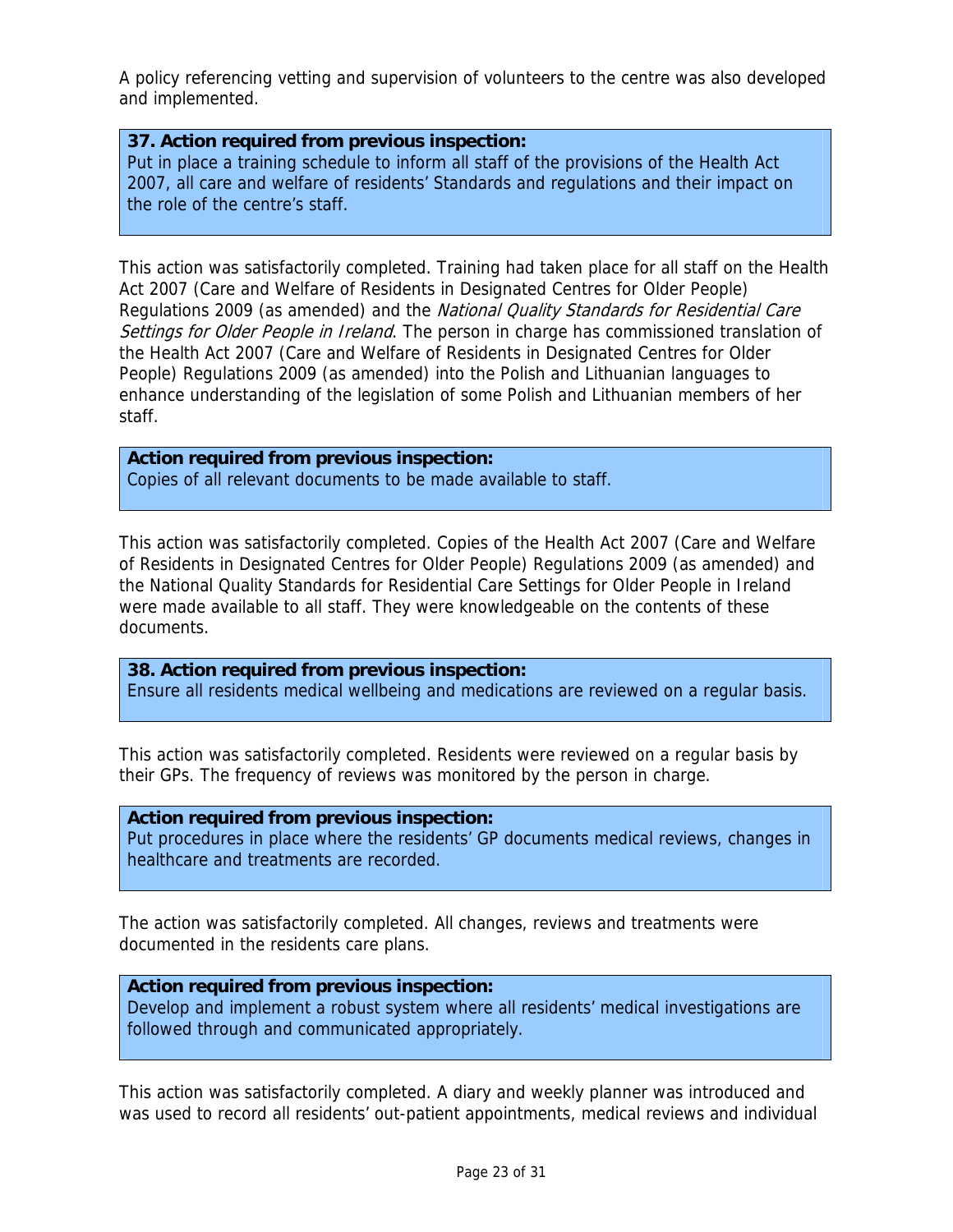A policy referencing vetting and supervision of volunteers to the centre was also developed and implemented.

**37. Action required from previous inspection:**
Put in place a training schedule to inform all staff of the provisions of the Health Act 2007, all care and welfare of residents' Standards and regulations and their impact on the role of the centre's staff.

This action was satisfactorily completed. Training had taken place for all staff on the Health Act 2007 (Care and Welfare of Residents in Designated Centres for Older People) Regulations 2009 (as amended) and the *National Quality Standards for Residential Care Settings for Older People in Ireland*. The person in charge has commissioned translation of the Health Act 2007 (Care and Welfare of Residents in Designated Centres for Older People) Regulations 2009 (as amended) into the Polish and Lithuanian languages to enhance understanding of the legislation of some Polish and Lithuanian members of her staff.

**Action required from previous inspection:**
Copies of all relevant documents to be made available to staff.

This action was satisfactorily completed. Copies of the Health Act 2007 (Care and Welfare of Residents in Designated Centres for Older People) Regulations 2009 (as amended) and the National Quality Standards for Residential Care Settings for Older People in Ireland were made available to all staff. They were knowledgeable on the contents of these documents.

**38. Action required from previous inspection:**
Ensure all residents medical wellbeing and medications are reviewed on a regular basis.

This action was satisfactorily completed. Residents were reviewed on a regular basis by their GPs. The frequency of reviews was monitored by the person in charge.

**Action required from previous inspection:**
Put procedures in place where the residents' GP documents medical reviews, changes in healthcare and treatments are recorded.

The action was satisfactorily completed. All changes, reviews and treatments were documented in the residents care plans.

**Action required from previous inspection:**
Develop and implement a robust system where all residents' medical investigations are followed through and communicated appropriately.

This action was satisfactorily completed. A diary and weekly planner was introduced and was used to record all residents' out-patient appointments, medical reviews and individual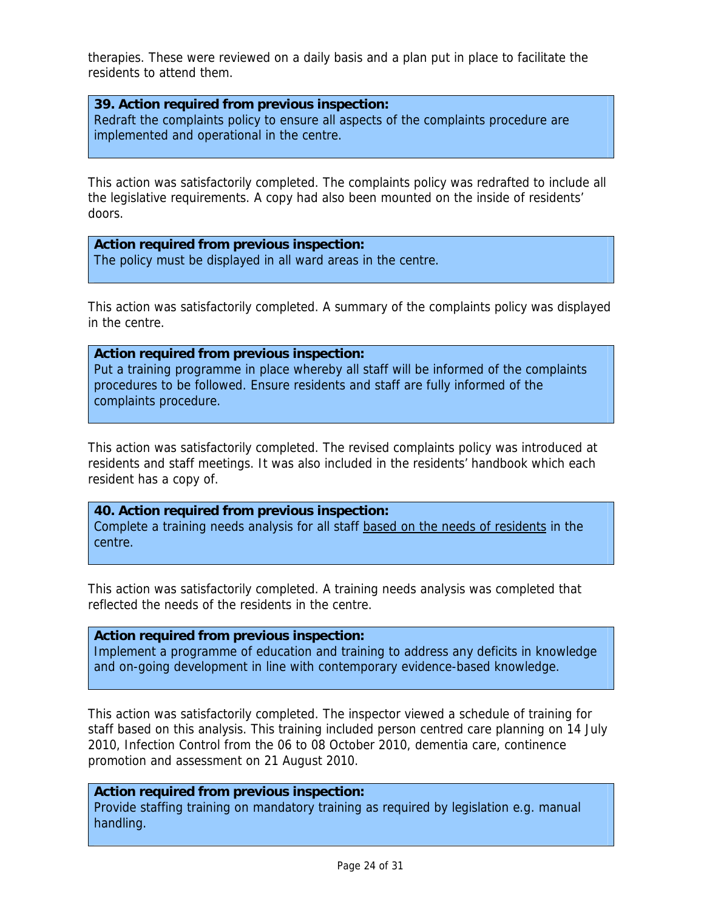therapies. These were reviewed on a daily basis and a plan put in place to facilitate the residents to attend them.

**39. Action required from previous inspection:**
Redraft the complaints policy to ensure all aspects of the complaints procedure are implemented and operational in the centre.

This action was satisfactorily completed. The complaints policy was redrafted to include all the legislative requirements. A copy had also been mounted on the inside of residents' doors.

**Action required from previous inspection:**
The policy must be displayed in all ward areas in the centre.

This action was satisfactorily completed. A summary of the complaints policy was displayed in the centre.

**Action required from previous inspection:**
Put a training programme in place whereby all staff will be informed of the complaints procedures to be followed. Ensure residents and staff are fully informed of the complaints procedure.

This action was satisfactorily completed. The revised complaints policy was introduced at residents and staff meetings. It was also included in the residents' handbook which each resident has a copy of.

**40. Action required from previous inspection:**
Complete a training needs analysis for all staff <u>based on the needs of residents</u> in the centre.

This action was satisfactorily completed. A training needs analysis was completed that reflected the needs of the residents in the centre.

**Action required from previous inspection:**
Implement a programme of education and training to address any deficits in knowledge and on-going development in line with contemporary evidence-based knowledge.

This action was satisfactorily completed. The inspector viewed a schedule of training for staff based on this analysis. This training included person centred care planning on 14 July 2010, Infection Control from the 06 to 08 October 2010, dementia care, continence promotion and assessment on 21 August 2010.

**Action required from previous inspection:**
Provide staffing training on mandatory training as required by legislation e.g. manual handling.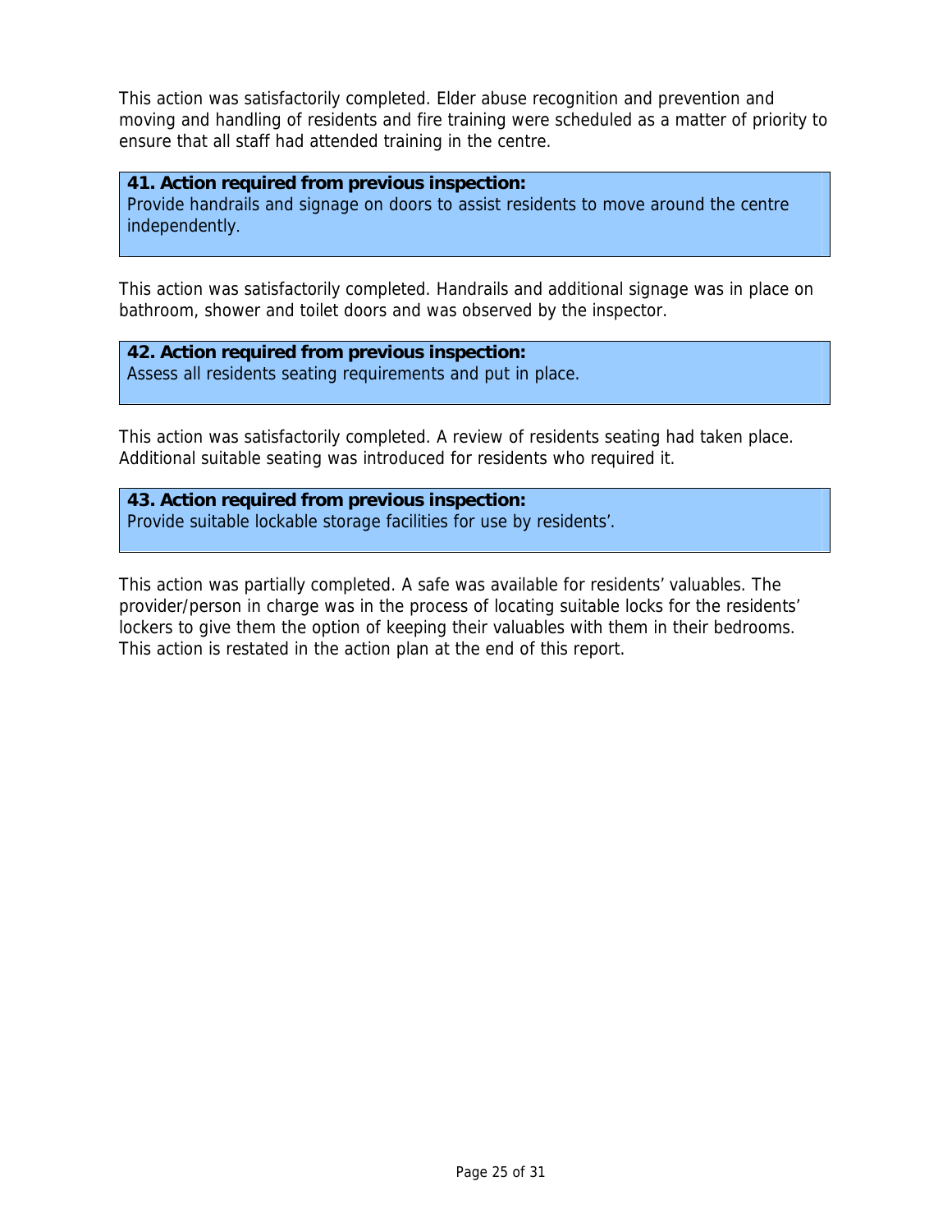This action was satisfactorily completed. Elder abuse recognition and prevention and moving and handling of residents and fire training were scheduled as a matter of priority to ensure that all staff had attended training in the centre.

**41. Action required from previous inspection:**
Provide handrails and signage on doors to assist residents to move around the centre independently.

This action was satisfactorily completed. Handrails and additional signage was in place on bathroom, shower and toilet doors and was observed by the inspector.

**42. Action required from previous inspection:**
Assess all residents seating requirements and put in place.

This action was satisfactorily completed. A review of residents seating had taken place. Additional suitable seating was introduced for residents who required it.

**43. Action required from previous inspection:**
Provide suitable lockable storage facilities for use by residents'.

This action was partially completed. A safe was available for residents' valuables. The provider/person in charge was in the process of locating suitable locks for the residents' lockers to give them the option of keeping their valuables with them in their bedrooms. This action is restated in the action plan at the end of this report.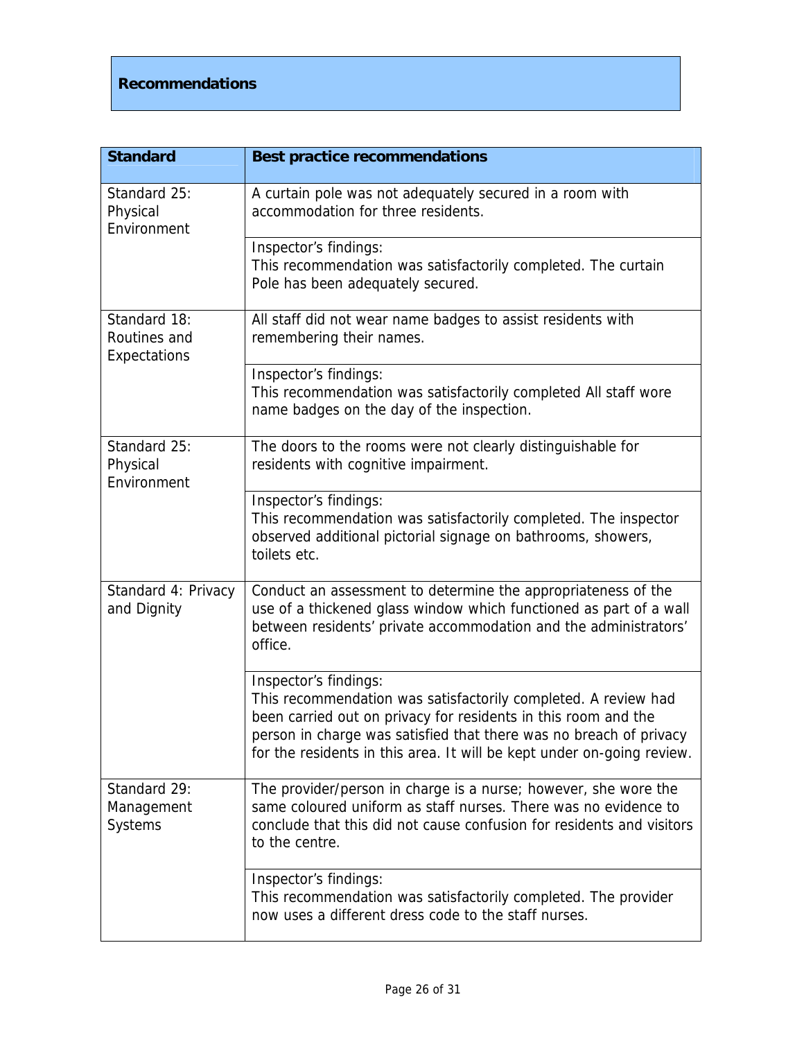## Recommendations

| Standard | Best practice recommendations |
| --- | --- |
| Standard 25: Physical Environment | A curtain pole was not adequately secured in a room with accommodation for three residents. |
| | Inspector's findings:<br>This recommendation was satisfactorily completed. The curtain Pole has been adequately secured. |
| Standard 18: Routines and Expectations | All staff did not wear name badges to assist residents with remembering their names. |
| | Inspector's findings:<br>This recommendation was satisfactorily completed All staff wore name badges on the day of the inspection. |
| Standard 25: Physical Environment | The doors to the rooms were not clearly distinguishable for residents with cognitive impairment. |
| | Inspector's findings:<br>This recommendation was satisfactorily completed. The inspector observed additional pictorial signage on bathrooms, showers, toilets etc. |
| Standard 4: Privacy and Dignity | Conduct an assessment to determine the appropriateness of the use of a thickened glass window which functioned as part of a wall between residents' private accommodation and the administrators' office. |
| | Inspector's findings:<br>This recommendation was satisfactorily completed. A review had been carried out on privacy for residents in this room and the person in charge was satisfied that there was no breach of privacy for the residents in this area. It will be kept under on-going review. |
| Standard 29: Management Systems | The provider/person in charge is a nurse; however, she wore the same coloured uniform as staff nurses. There was no evidence to conclude that this did not cause confusion for residents and visitors to the centre. |
| | Inspector's findings:<br>This recommendation was satisfactorily completed. The provider now uses a different dress code to the staff nurses. |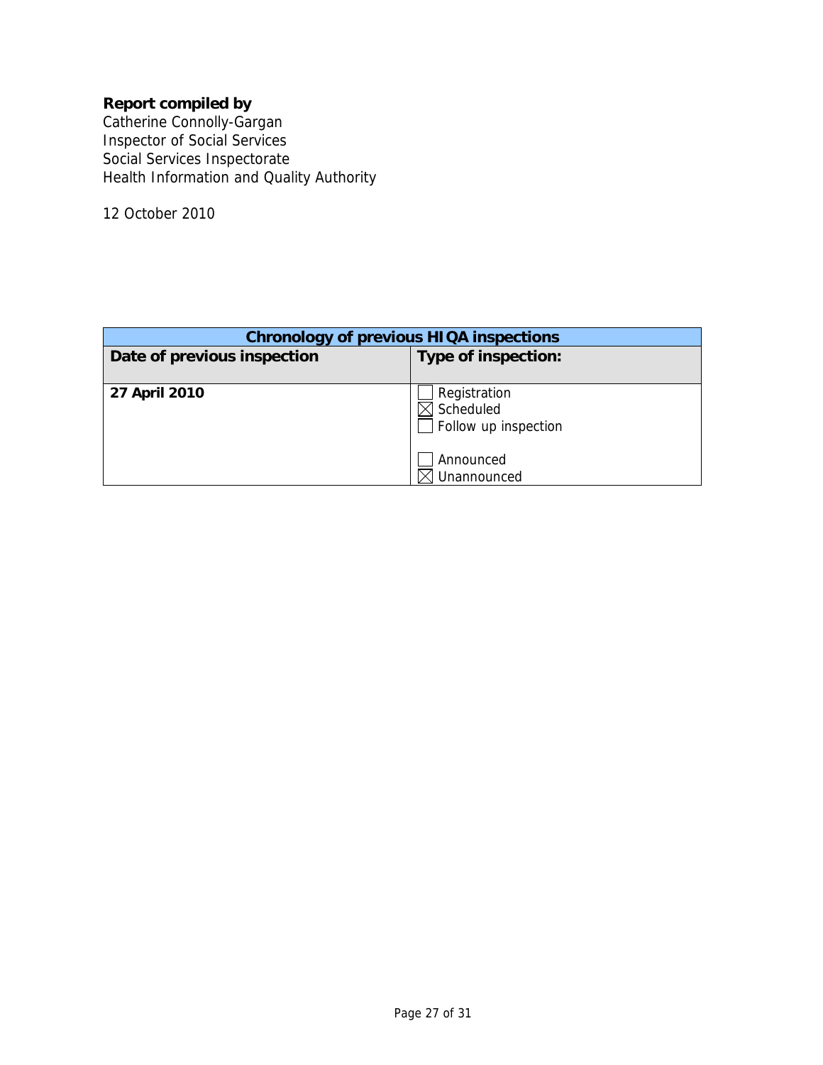**Report compiled by**
Catherine Connolly-Gargan
Inspector of Social Services
Social Services Inspectorate
Health Information and Quality Authority

12 October 2010

| Chronology of previous HIQA inspections | |
|---|---|
| **Date of previous inspection** | **Type of inspection:** |
| **27 April 2010** | ☐ Registration<br>☒ Scheduled<br>☐ Follow up inspection<br><br>☐ Announced<br>☒ Unannounced |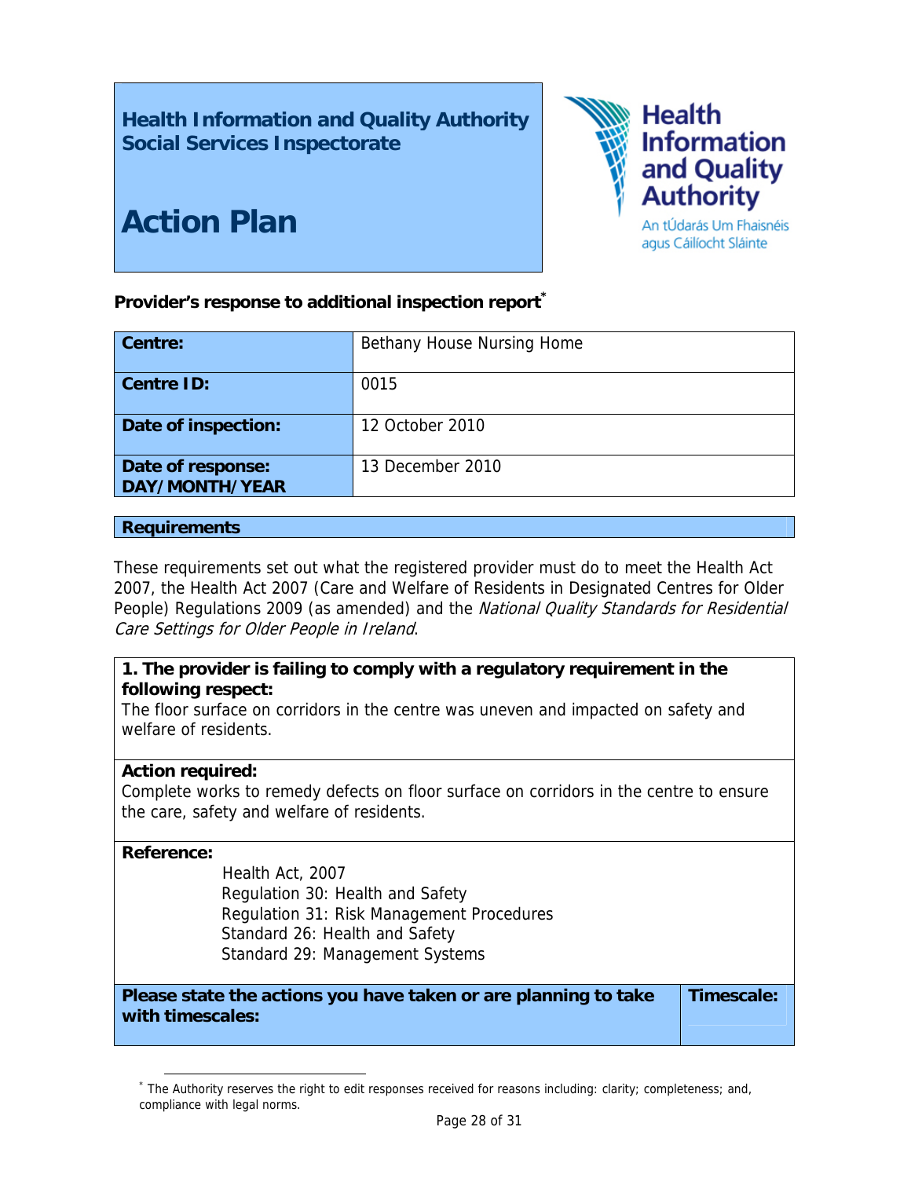**Health Information and Quality Authority**
**Social Services Inspectorate**

# Action Plan

Health Information and Quality Authority
An tÚdarás Um Fhaisnéis agus Cáilíocht Sláinte

**Provider's response to additional inspection report***

| **Centre:** | Bethany House Nursing Home |
|---|---|
| **Centre ID:** | 0015 |
| **Date of inspection:** | 12 October 2010 |
| **Date of response: DAY/MONTH/YEAR** | 13 December 2010 |

## Requirements

These requirements set out what the registered provider must do to meet the Health Act 2007, the Health Act 2007 (Care and Welfare of Residents in Designated Centres for Older People) Regulations 2009 (as amended) and the *National Quality Standards for Residential Care Settings for Older People in Ireland*.

**1. The provider is failing to comply with a regulatory requirement in the following respect:**
The floor surface on corridors in the centre was uneven and impacted on safety and welfare of residents.

**Action required:**
Complete works to remedy defects on floor surface on corridors in the centre to ensure the care, safety and welfare of residents.

**Reference:**

Health Act, 2007
Regulation 30: Health and Safety
Regulation 31: Risk Management Procedures
Standard 26: Health and Safety
Standard 29: Management Systems

| **Please state the actions you have taken or are planning to take with timescales:** | **Timescale:** |
|---|---|

* The Authority reserves the right to edit responses received for reasons including: clarity; completeness; and, compliance with legal norms.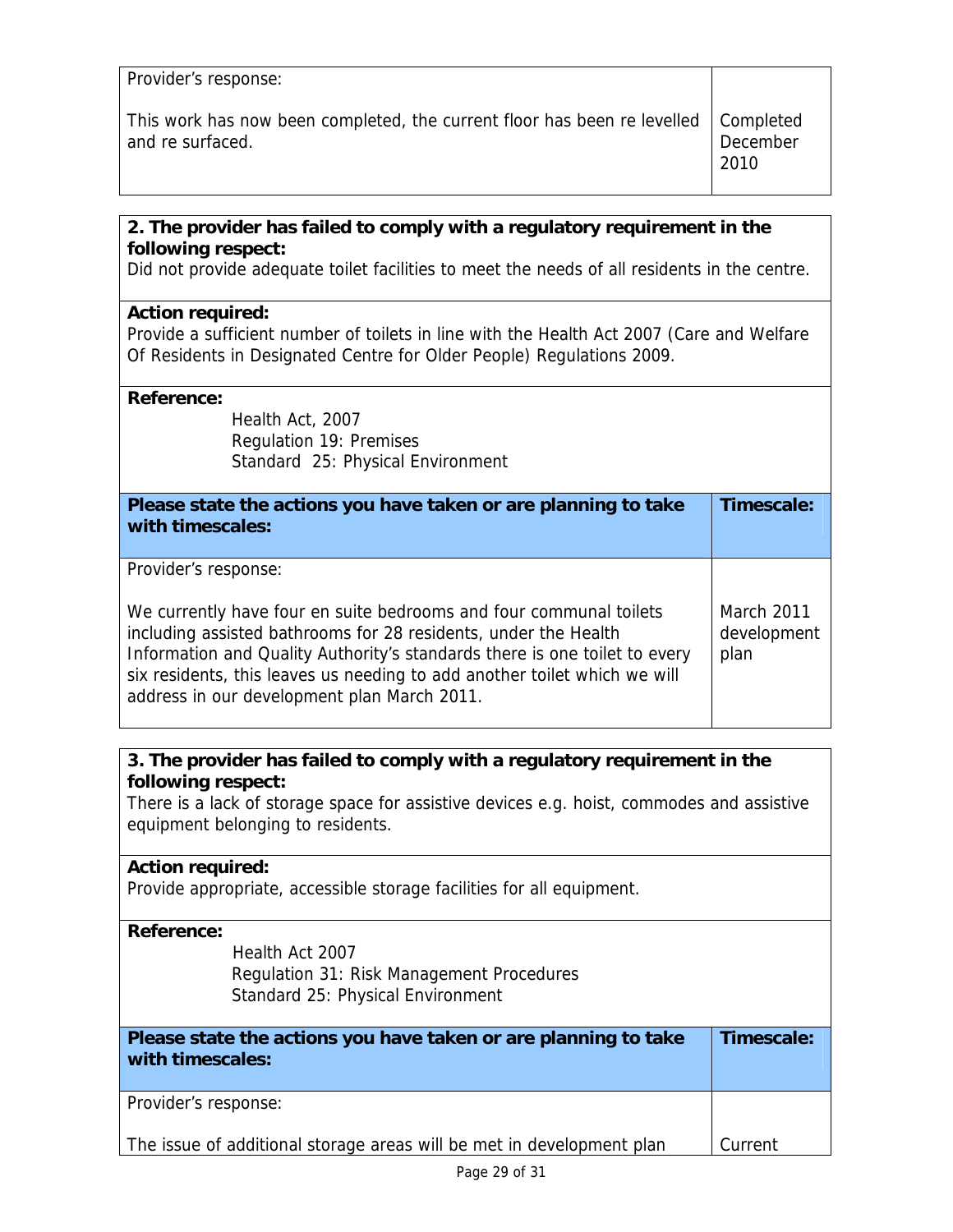| Provider's response: | |
|---|---|
| This work has now been completed, the current floor has been re levelled and re surfaced. | Completed December 2010 |

**2. The provider has failed to comply with a regulatory requirement in the following respect:**
Did not provide adequate toilet facilities to meet the needs of all residents in the centre.

**Action required:**
Provide a sufficient number of toilets in line with the Health Act 2007 (Care and Welfare Of Residents in Designated Centre for Older People) Regulations 2009.

**Reference:**
Health Act, 2007
Regulation 19: Premises
Standard 25: Physical Environment

| **Please state the actions you have taken or are planning to take with timescales:** | **Timescale:** |
|---|---|
| Provider's response:<br><br>We currently have four en suite bedrooms and four communal toilets including assisted bathrooms for 28 residents, under the Health Information and Quality Authority's standards there is one toilet to every six residents, this leaves us needing to add another toilet which we will address in our development plan March 2011. | March 2011 development plan |

**3. The provider has failed to comply with a regulatory requirement in the following respect:**
There is a lack of storage space for assistive devices e.g. hoist, commodes and assistive equipment belonging to residents.

**Action required:**
Provide appropriate, accessible storage facilities for all equipment.

**Reference:**
Health Act 2007
Regulation 31: Risk Management Procedures
Standard 25: Physical Environment

| **Please state the actions you have taken or are planning to take with timescales:** | **Timescale:** |
|---|---|
| Provider's response:<br><br>The issue of additional storage areas will be met in development plan | Current |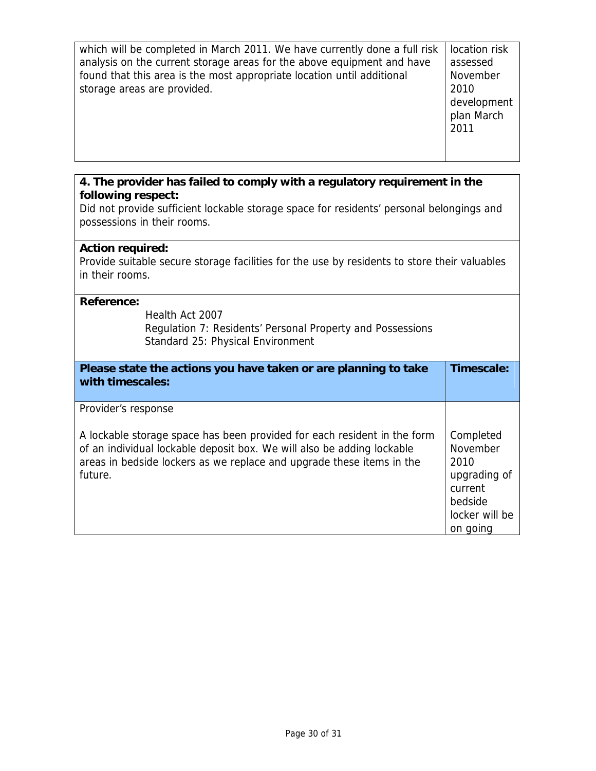| | |
|---|---|
| which will be completed in March 2011. We have currently done a full risk analysis on the current storage areas for the above equipment and have found that this area is the most appropriate location until additional storage areas are provided. | location risk assessed November 2010 development plan March 2011 |

**4. The provider has failed to comply with a regulatory requirement in the following respect:**
Did not provide sufficient lockable storage space for residents' personal belongings and possessions in their rooms.

**Action required:**
Provide suitable secure storage facilities for the use by residents to store their valuables in their rooms.

**Reference:**
Health Act 2007
Regulation 7: Residents' Personal Property and Possessions
Standard 25: Physical Environment

| Please state the actions you have taken or are planning to take with timescales: | Timescale: |
|---|---|
| Provider's response<br><br>A lockable storage space has been provided for each resident in the form of an individual lockable deposit box. We will also be adding lockable areas in bedside lockers as we replace and upgrade these items in the future. | Completed November 2010 upgrading of current bedside locker will be on going |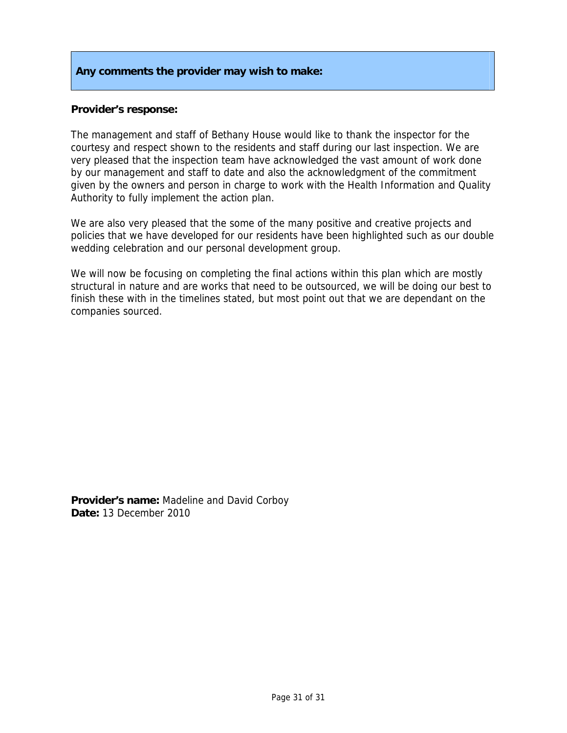**Any comments the provider may wish to make:**

**Provider's response:**

The management and staff of Bethany House would like to thank the inspector for the courtesy and respect shown to the residents and staff during our last inspection. We are very pleased that the inspection team have acknowledged the vast amount of work done by our management and staff to date and also the acknowledgment of the commitment given by the owners and person in charge to work with the Health Information and Quality Authority to fully implement the action plan.

We are also very pleased that the some of the many positive and creative projects and policies that we have developed for our residents have been highlighted such as our double wedding celebration and our personal development group.

We will now be focusing on completing the final actions within this plan which are mostly structural in nature and are works that need to be outsourced, we will be doing our best to finish these with in the timelines stated, but most point out that we are dependant on the companies sourced.

**Provider's name:** Madeline and David Corboy
**Date:** 13 December 2010